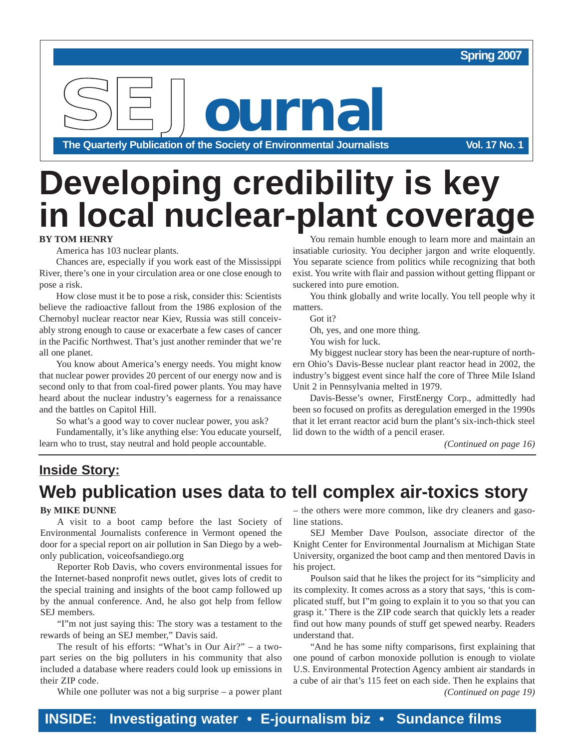Spring 2007

# SEJournal

The Quarterly Publication of the Society of Environmental Journalists — Vol. 17 No. 1

# Developing credibility is key in local nuclear-plant coverage

**BY TOM HENRY**

America has 103 nuclear plants.

Chances are, especially if you work east of the Mississippi River, there's one in your circulation area or one close enough to pose a risk.

How close must it be to pose a risk, consider this: Scientists believe the radioactive fallout from the 1986 explosion of the Chernobyl nuclear reactor near Kiev, Russia was still conceivably strong enough to cause or exacerbate a few cases of cancer in the Pacific Northwest. That's just another reminder that we're all one planet.

You know about America's energy needs. You might know that nuclear power provides 20 percent of our energy now and is second only to that from coal-fired power plants. You may have heard about the nuclear industry's eagerness for a renaissance and the battles on Capitol Hill.

So what's a good way to cover nuclear power, you ask?

Fundamentally, it's like anything else: You educate yourself, learn who to trust, stay neutral and hold people accountable.

You remain humble enough to learn more and maintain an insatiable curiosity. You decipher jargon and write eloquently. You separate science from politics while recognizing that both exist. You write with flair and passion without getting flippant or suckered into pure emotion.

You think globally and write locally. You tell people why it matters.

Got it?

Oh, yes, and one more thing.

You wish for luck.

My biggest nuclear story has been the near-rupture of northern Ohio's Davis-Besse nuclear plant reactor head in 2002, the industry's biggest event since half the core of Three Mile Island Unit 2 in Pennsylvania melted in 1979.

Davis-Besse's owner, FirstEnergy Corp., admittedly had been so focused on profits as deregulation emerged in the 1990s that it let errant reactor acid burn the plant's six-inch-thick steel lid down to the width of a pencil eraser.

*(Continued on page 16)*

## Inside Story:

# Web publication uses data to tell complex air-toxics story

**By MIKE DUNNE**

A visit to a boot camp before the last Society of Environmental Journalists conference in Vermont opened the door for a special report on air pollution in San Diego by a web-only publication, voiceofsandiego.org

Reporter Rob Davis, who covers environmental issues for the Internet-based nonprofit news outlet, gives lots of credit to the special training and insights of the boot camp followed up by the annual conference. And, he also got help from fellow SEJ members.

"I"m not just saying this: The story was a testament to the rewards of being an SEJ member," Davis said.

The result of his efforts: "What's in Our Air?" – a two-part series on the big polluters in his community that also included a database where readers could look up emissions in their ZIP code.

While one polluter was not a big surprise – a power plant – the others were more common, like dry cleaners and gasoline stations.

SEJ Member Dave Poulson, associate director of the Knight Center for Environmental Journalism at Michigan State University, organized the boot camp and then mentored Davis in his project.

Poulson said that he likes the project for its "simplicity and its complexity. It comes across as a story that says, 'this is complicated stuff, but I"m going to explain it to you so that you can grasp it.' There is the ZIP code search that quickly lets a reader find out how many pounds of stuff get spewed nearby. Readers understand that.

"And he has some nifty comparisons, first explaining that one pound of carbon monoxide pollution is enough to violate U.S. Environmental Protection Agency ambient air standards in a cube of air that's 115 feet on each side. Then he explains that

*(Continued on page 19)*

**INSIDE: Investigating water • E-journalism biz • Sundance films**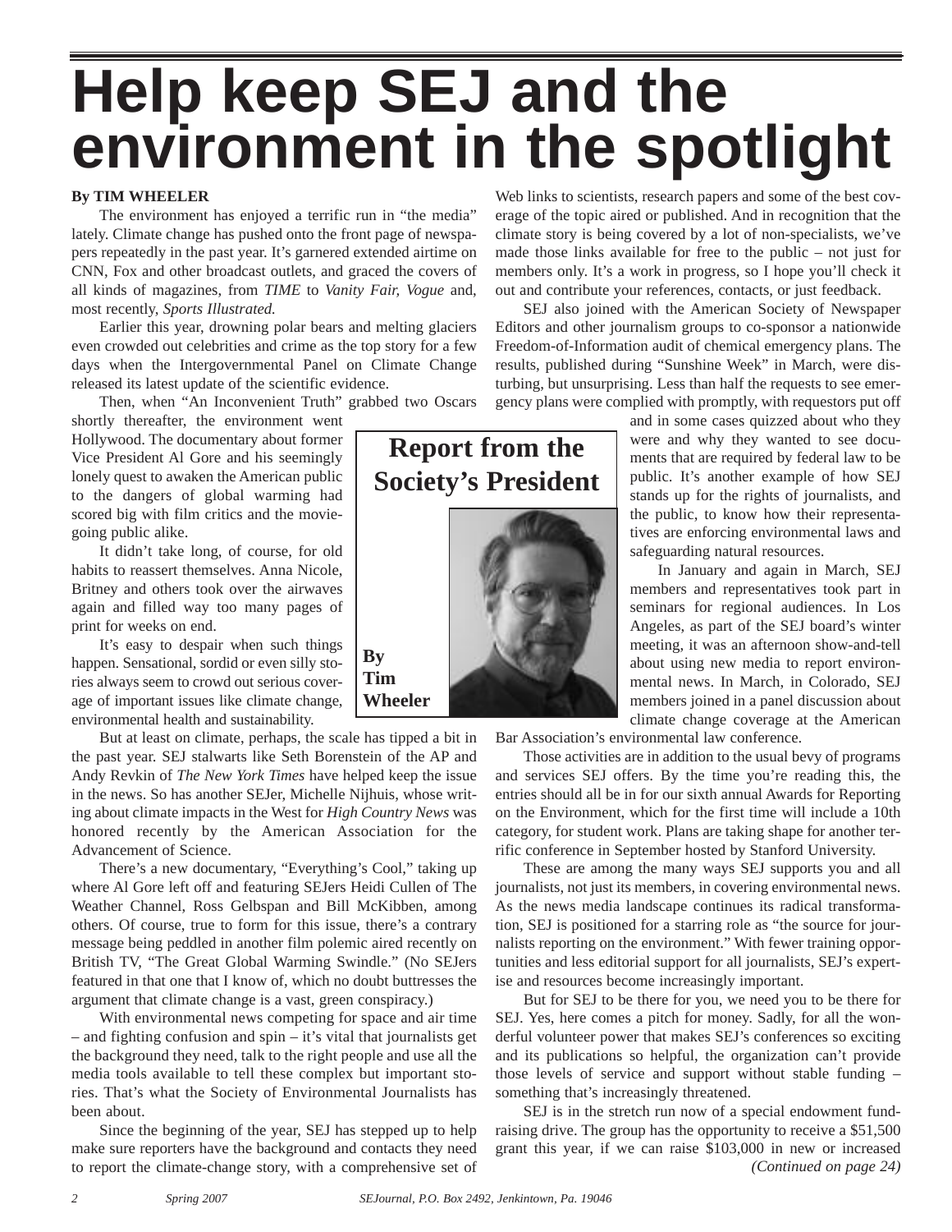# Help keep SEJ and the environment in the spotlight

**Report from the Society's President**

**By TIM WHEELER**

The environment has enjoyed a terrific run in "the media" lately. Climate change has pushed onto the front page of newspapers repeatedly in the past year. It's garnered extended airtime on CNN, Fox and other broadcast outlets, and graced the covers of all kinds of magazines, from *TIME* to *Vanity Fair, Vogue* and, most recently, *Sports Illustrated.*

Earlier this year, drowning polar bears and melting glaciers even crowded out celebrities and crime as the top story for a few days when the Intergovernmental Panel on Climate Change released its latest update of the scientific evidence.

Then, when "An Inconvenient Truth" grabbed two Oscars shortly thereafter, the environment went Hollywood. The documentary about former Vice President Al Gore and his seemingly lonely quest to awaken the American public to the dangers of global warming had scored big with film critics and the movie-going public alike.

It didn't take long, of course, for old habits to reassert themselves. Anna Nicole, Britney and others took over the airwaves again and filled way too many pages of print for weeks on end.

It's easy to despair when such things happen. Sensational, sordid or even silly stories always seem to crowd out serious coverage of important issues like climate change, environmental health and sustainability.

But at least on climate, perhaps, the scale has tipped a bit in the past year. SEJ stalwarts like Seth Borenstein of the AP and Andy Revkin of *The New York Times* have helped keep the issue in the news. So has another SEJer, Michelle Nijhuis, whose writing about climate impacts in the West for *High Country News* was honored recently by the American Association for the Advancement of Science.

There's a new documentary, "Everything's Cool," taking up where Al Gore left off and featuring SEJers Heidi Cullen of The Weather Channel, Ross Gelbspan and Bill McKibben, among others. Of course, true to form for this issue, there's a contrary message being peddled in another film polemic aired recently on British TV, "The Great Global Warming Swindle." (No SEJers featured in that one that I know of, which no doubt buttresses the argument that climate change is a vast, green conspiracy.)

With environmental news competing for space and air time – and fighting confusion and spin – it's vital that journalists get the background they need, talk to the right people and use all the media tools available to tell these complex but important stories. That's what the Society of Environmental Journalists has been about.

Since the beginning of the year, SEJ has stepped up to help make sure reporters have the background and contacts they need to report the climate-change story, with a comprehensive set of Web links to scientists, research papers and some of the best coverage of the topic aired or published. And in recognition that the climate story is being covered by a lot of non-specialists, we've made those links available for free to the public – not just for members only. It's a work in progress, so I hope you'll check it out and contribute your references, contacts, or just feedback.

SEJ also joined with the American Society of Newspaper Editors and other journalism groups to co-sponsor a nationwide Freedom-of-Information audit of chemical emergency plans. The results, published during "Sunshine Week" in March, were disturbing, but unsurprising. Less than half the requests to see emergency plans were complied with promptly, with requestors put off and in some cases quizzed about who they were and why they wanted to see documents that are required by federal law to be public. It's another example of how SEJ stands up for the rights of journalists, and the public, to know how their representatives are enforcing environmental laws and safeguarding natural resources.

In January and again in March, SEJ members and representatives took part in seminars for regional audiences. In Los Angeles, as part of the SEJ board's winter meeting, it was an afternoon show-and-tell about using new media to report environmental news. In March, in Colorado, SEJ members joined in a panel discussion about climate change coverage at the American Bar Association's environmental law conference.

Those activities are in addition to the usual bevy of programs and services SEJ offers. By the time you're reading this, the entries should all be in for our sixth annual Awards for Reporting on the Environment, which for the first time will include a 10th category, for student work. Plans are taking shape for another terrific conference in September hosted by Stanford University.

These are among the many ways SEJ supports you and all journalists, not just its members, in covering environmental news. As the news media landscape continues its radical transformation, SEJ is positioned for a starring role as "the source for journalists reporting on the environment." With fewer training opportunities and less editorial support for all journalists, SEJ's expertise and resources become increasingly important.

But for SEJ to be there for you, we need you to be there for SEJ. Yes, here comes a pitch for money. Sadly, for all the wonderful volunteer power that makes SEJ's conferences so exciting and its publications so helpful, the organization can't provide those levels of service and support without stable funding – something that's increasingly threatened.

SEJ is in the stretch run now of a special endowment fundraising drive. The group has the opportunity to receive a $51,500 grant this year, if we can raise $103,000 in new or increased

*(Continued on page 24)*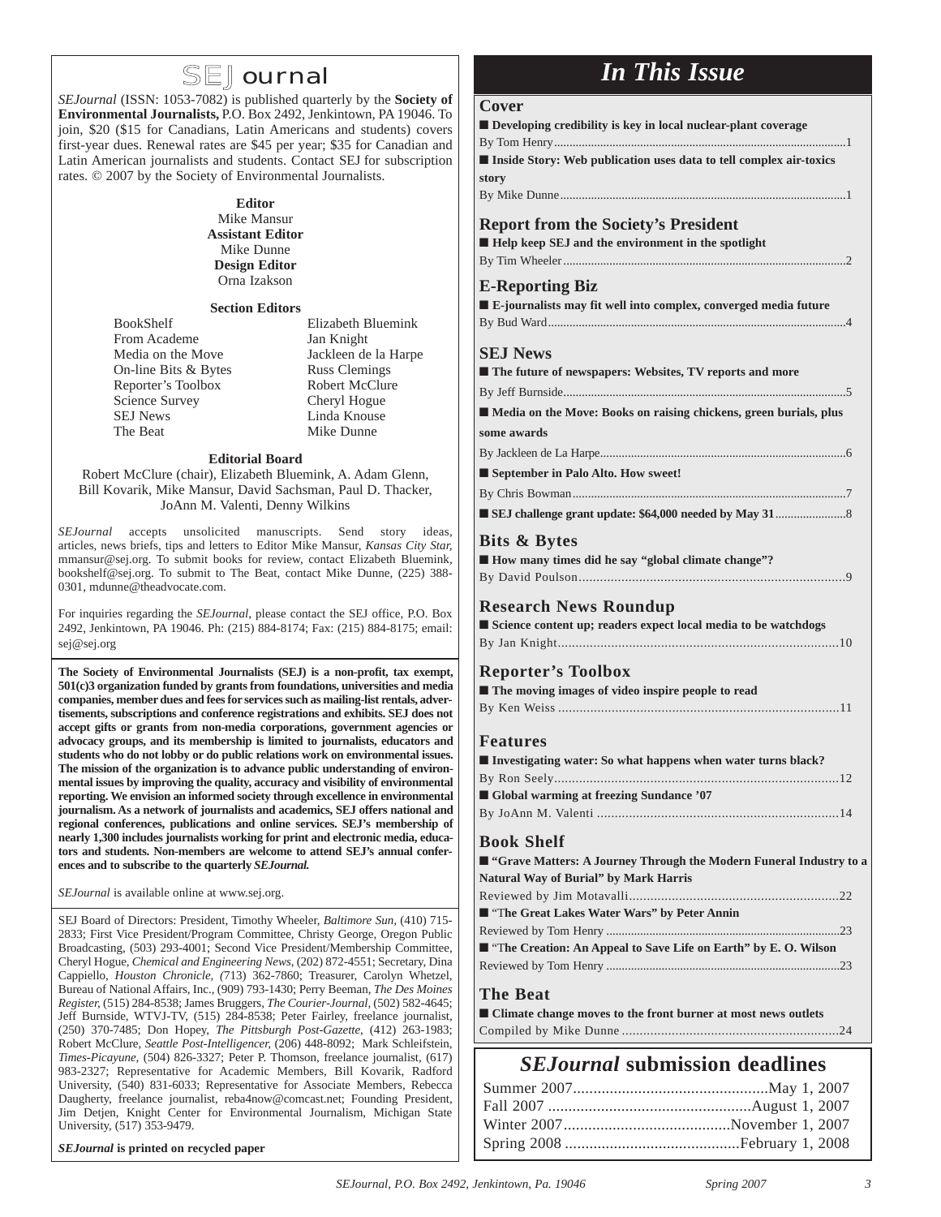# SEJournal

*SEJournal* (ISSN: 1053-7082) is published quarterly by the **Society of Environmental Journalists,** P.O. Box 2492, Jenkintown, PA 19046. To join, $20 ($15 for Canadians, Latin Americans and students) covers first-year dues. Renewal rates are $45 per year; $35 for Canadian and Latin American journalists and students. Contact SEJ for subscription rates. © 2007 by the Society of Environmental Journalists.

**Editor**
Mike Mansur
**Assistant Editor**
Mike Dunne
**Design Editor**
Orna Izakson

**Section Editors**

| | |
|---|---|
| BookShelf | Elizabeth Bluemink |
| From Academe | Jan Knight |
| Media on the Move | Jackleen de la Harpe |
| On-line Bits & Bytes | Russ Clemings |
| Reporter's Toolbox | Robert McClure |
| Science Survey | Cheryl Hogue |
| SEJ News | Linda Knouse |
| The Beat | Mike Dunne |

**Editorial Board**
Robert McClure (chair), Elizabeth Bluemink, A. Adam Glenn, Bill Kovarik, Mike Mansur, David Sachsman, Paul D. Thacker, JoAnn M. Valenti, Denny Wilkins

*SEJournal* accepts unsolicited manuscripts. Send story ideas, articles, news briefs, tips and letters to Editor Mike Mansur, *Kansas City Star,* mmansur@sej.org. To submit books for review, contact Elizabeth Bluemink, bookshelf@sej.org. To submit to The Beat, contact Mike Dunne, (225) 388-0301, mdunne@theadvocate.com.

For inquiries regarding the *SEJournal,* please contact the SEJ office, P.O. Box 2492, Jenkintown, PA 19046. Ph: (215) 884-8174; Fax: (215) 884-8175; email: sej@sej.org

**The Society of Environmental Journalists (SEJ) is a non-profit, tax exempt, 501(c)3 organization funded by grants from foundations, universities and media companies, member dues and fees for services such as mailing-list rentals, advertisements, subscriptions and conference registrations and exhibits. SEJ does not accept gifts or grants from non-media corporations, government agencies or advocacy groups, and its membership is limited to journalists, educators and students who do not lobby or do public relations work on environmental issues. The mission of the organization is to advance public understanding of environmental issues by improving the quality, accuracy and visibility of environmental reporting. We envision an informed society through excellence in environmental journalism. As a network of journalists and academics, SEJ offers national and regional conferences, publications and online services. SEJ's membership of nearly 1,300 includes journalists working for print and electronic media, educators and students. Non-members are welcome to attend SEJ's annual conferences and to subscribe to the quarterly *SEJournal.***

*SEJournal* is available online at www.sej.org.

SEJ Board of Directors: President, Timothy Wheeler, *Baltimore Sun,* (410) 715-2833; First Vice President/Program Committee, Christy George, Oregon Public Broadcasting, (503) 293-4001; Second Vice President/Membership Committee, Cheryl Hogue, *Chemical and Engineering News,* (202) 872-4551; Secretary, Dina Cappiello, *Houston Chronicle,* (713) 362-7860; Treasurer, Carolyn Whetzel, Bureau of National Affairs, Inc., (909) 793-1430; Perry Beeman, *The Des Moines Register,* (515) 284-8538; James Bruggers, *The Courier-Journal,* (502) 582-4645; Jeff Burnside, WTVJ-TV, (515) 284-8538; Peter Fairley, freelance journalist, (250) 370-7485; Don Hopey, *The Pittsburgh Post-Gazette,* (412) 263-1983; Robert McClure, *Seattle Post-Intelligencer,* (206) 448-8092; Mark Schleifstein, *Times-Picayune,* (504) 826-3327; Peter P. Thomson, freelance journalist, (617) 983-2327; Representative for Academic Members, Bill Kovarik, Radford University, (540) 831-6033; Representative for Associate Members, Rebecca Daugherty, freelance journalist, reba4now@comcast.net; Founding President, Jim Detjen, Knight Center for Environmental Journalism, Michigan State University, (517) 353-9479.

***SEJournal* is printed on recycled paper**

# In This Issue

## Cover
- **Developing credibility is key in local nuclear-plant coverage**
  By Tom Henry....1
- **Inside Story: Web publication uses data to tell complex air-toxics story**
  By Mike Dunne....1

## Report from the Society's President
- **Help keep SEJ and the environment in the spotlight**
  By Tim Wheeler....2

## E-Reporting Biz
- **E-journalists may fit well into complex, converged media future**
  By Bud Ward....4

## SEJ News
- **The future of newspapers: Websites, TV reports and more**
  By Jeff Burnside....5
- **Media on the Move: Books on raising chickens, green burials, plus some awards**
  By Jackleen de La Harpe....6
- **September in Palo Alto. How sweet!**
  By Chris Bowman....7
- **SEJ challenge grant update: $64,000 needed by May 31**....8

## Bits & Bytes
- **How many times did he say "global climate change"?**
  By David Poulson....9

## Research News Roundup
- **Science content up; readers expect local media to be watchdogs**
  By Jan Knight....10

## Reporter's Toolbox
- **The moving images of video inspire people to read**
  By Ken Weiss....11

## Features
- **Investigating water: So what happens when water turns black?**
  By Ron Seely....12
- **Global warming at freezing Sundance '07**
  By JoAnn M. Valenti....14

## Book Shelf
- **"Grave Matters: A Journey Through the Modern Funeral Industry to a Natural Way of Burial" by Mark Harris**
  Reviewed by Jim Motavalli....22
- **"The Great Lakes Water Wars" by Peter Annin**
  Reviewed by Tom Henry....23
- **"The Creation: An Appeal to Save Life on Earth" by E. O. Wilson**
  Reviewed by Tom Henry....23

## The Beat
- **Climate change moves to the front burner at most news outlets**
  Compiled by Mike Dunne....24

## *SEJournal* submission deadlines

| | |
|---|---|
| Summer 2007 | May 1, 2007 |
| Fall 2007 | August 1, 2007 |
| Winter 2007 | November 1, 2007 |
| Spring 2008 | February 1, 2008 |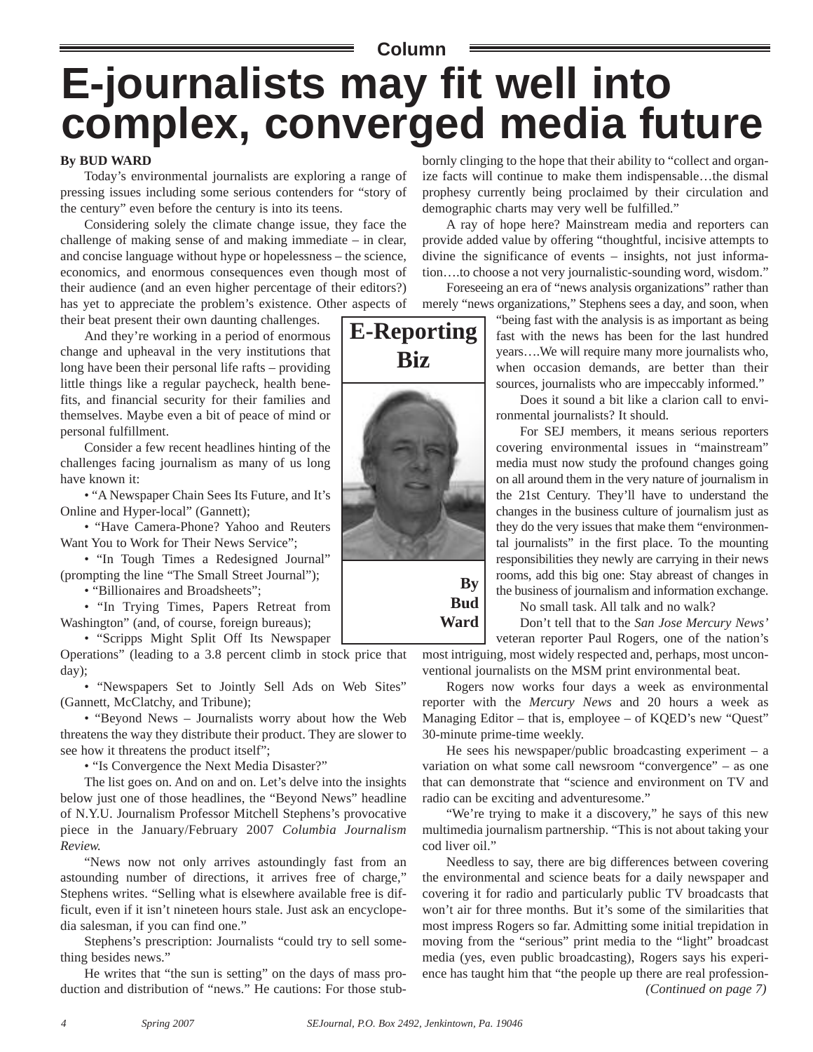Column

# E-journalists may fit well into complex, converged media future

**By BUD WARD**

Today's environmental journalists are exploring a range of pressing issues including some serious contenders for "story of the century" even before the century is into its teens.

Considering solely the climate change issue, they face the challenge of making sense of and making immediate – in clear, and concise language without hype or hopelessness – the science, economics, and enormous consequences even though most of their audience (and an even higher percentage of their editors?) has yet to appreciate the problem's existence. Other aspects of their beat present their own daunting challenges.

And they're working in a period of enormous change and upheaval in the very institutions that long have been their personal life rafts – providing little things like a regular paycheck, health benefits, and financial security for their families and themselves. Maybe even a bit of peace of mind or personal fulfillment.

Consider a few recent headlines hinting of the challenges facing journalism as many of us long have known it:

- "A Newspaper Chain Sees Its Future, and It's Online and Hyper-local" (Gannett);
- "Have Camera-Phone? Yahoo and Reuters Want You to Work for Their News Service";
- "In Tough Times a Redesigned Journal" (prompting the line "The Small Street Journal");
- "Billionaires and Broadsheets";
- "In Trying Times, Papers Retreat from Washington" (and, of course, foreign bureaus);
- "Scripps Might Split Off Its Newspaper Operations" (leading to a 3.8 percent climb in stock price that day);
- "Newspapers Set to Jointly Sell Ads on Web Sites" (Gannett, McClatchy, and Tribune);
- "Beyond News – Journalists worry about how the Web threatens the way they distribute their product. They are slower to see how it threatens the product itself";
- "Is Convergence the Next Media Disaster?"

The list goes on. And on and on. Let's delve into the insights below just one of those headlines, the "Beyond News" headline of N.Y.U. Journalism Professor Mitchell Stephens's provocative piece in the January/February 2007 *Columbia Journalism Review*.

"News now not only arrives astoundingly fast from an astounding number of directions, it arrives free of charge," Stephens writes. "Selling what is elsewhere available free is difficult, even if it isn't nineteen hours stale. Just ask an encyclopedia salesman, if you can find one."

Stephens's prescription: Journalists "could try to sell something besides news."

He writes that "the sun is setting" on the days of mass production and distribution of "news." He cautions: For those stubbornly clinging to the hope that their ability to "collect and organize facts will continue to make them indispensable…the dismal prophesy currently being proclaimed by their circulation and demographic charts may very well be fulfilled."

A ray of hope here? Mainstream media and reporters can provide added value by offering "thoughtful, incisive attempts to divine the significance of events – insights, not just information….to choose a not very journalistic-sounding word, wisdom."

Foreseeing an era of "news analysis organizations" rather than merely "news organizations," Stephens sees a day, and soon, when "being fast with the analysis is as important as being fast with the news has been for the last hundred years….We will require many more journalists who, when occasion demands, are better than their sources, journalists who are impeccably informed."

**E-Reporting Biz**

**By Bud Ward**

Does it sound a bit like a clarion call to environmental journalists? It should.

For SEJ members, it means serious reporters covering environmental issues in "mainstream" media must now study the profound changes going on all around them in the very nature of journalism in the 21st Century. They'll have to understand the changes in the business culture of journalism just as they do the very issues that make them "environmental journalists" in the first place. To the mounting responsibilities they newly are carrying in their news rooms, add this big one: Stay abreast of changes in the business of journalism and information exchange.

No small task. All talk and no walk?

Don't tell that to the *San Jose Mercury News'* veteran reporter Paul Rogers, one of the nation's most intriguing, most widely respected and, perhaps, most unconventional journalists on the MSM print environmental beat.

Rogers now works four days a week as environmental reporter with the *Mercury News* and 20 hours a week as Managing Editor – that is, employee – of KQED's new "Quest" 30-minute prime-time weekly.

He sees his newspaper/public broadcasting experiment – a variation on what some call newsroom "convergence" – as one that can demonstrate that "science and environment on TV and radio can be exciting and adventuresome."

"We're trying to make it a discovery," he says of this new multimedia journalism partnership. "This is not about taking your cod liver oil."

Needless to say, there are big differences between covering the environmental and science beats for a daily newspaper and covering it for radio and particularly public TV broadcasts that won't air for three months. But it's some of the similarities that most impress Rogers so far. Admitting some initial trepidation in moving from the "serious" print media to the "light" broadcast media (yes, even public broadcasting), Rogers says his experience has taught him that "the people up there are real profession-

*(Continued on page 7)*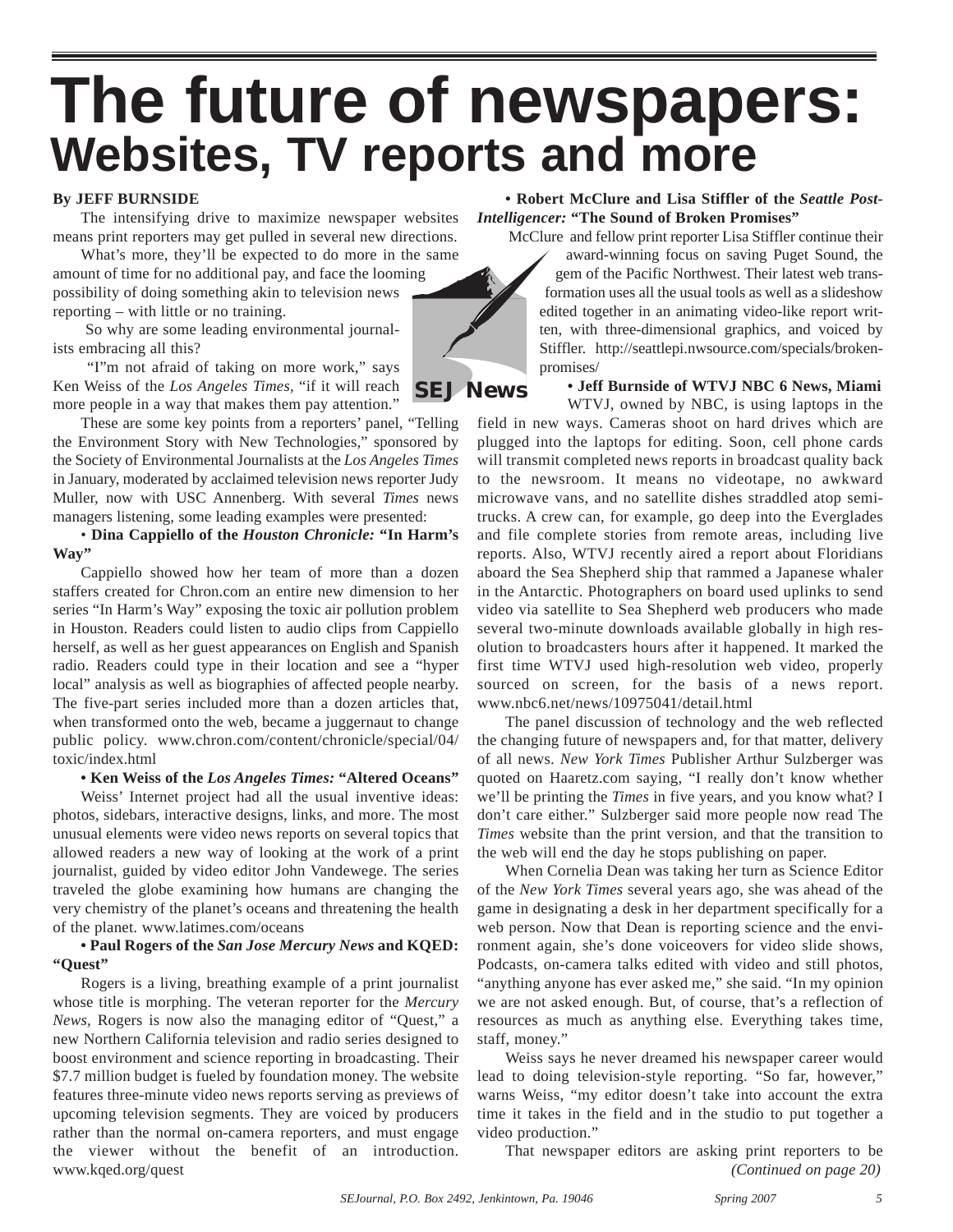# The future of newspapers:
## Websites, TV reports and more

**By JEFF BURNSIDE**

The intensifying drive to maximize newspaper websites means print reporters may get pulled in several new directions.

What's more, they'll be expected to do more in the same amount of time for no additional pay, and face the looming possibility of doing something akin to television news reporting – with little or no training.

So why are some leading environmental journalists embracing all this?

"I"m not afraid of taking on more work," says Ken Weiss of the *Los Angeles Times*, "if it will reach more people in a way that makes them pay attention."

These are some key points from a reporters' panel, "Telling the Environment Story with New Technologies," sponsored by the Society of Environmental Journalists at the *Los Angeles Times* in January, moderated by acclaimed television news reporter Judy Muller, now with USC Annenberg. With several *Times* news managers listening, some leading examples were presented:

• **Dina Cappiello of the *Houston Chronicle:* "In Harm's Way"**

Cappiello showed how her team of more than a dozen staffers created for Chron.com an entire new dimension to her series "In Harm's Way" exposing the toxic air pollution problem in Houston. Readers could listen to audio clips from Cappiello herself, as well as her guest appearances on English and Spanish radio. Readers could type in their location and see a "hyper local" analysis as well as biographies of affected people nearby. The five-part series included more than a dozen articles that, when transformed onto the web, became a juggernaut to change public policy. www.chron.com/content/chronicle/special/04/toxic/index.html

**• Ken Weiss of the *Los Angeles Times:* "Altered Oceans"**

Weiss' Internet project had all the usual inventive ideas: photos, sidebars, interactive designs, links, and more. The most unusual elements were video news reports on several topics that allowed readers a new way of looking at the work of a print journalist, guided by video editor John Vandewege. The series traveled the globe examining how humans are changing the very chemistry of the planet's oceans and threatening the health of the planet. www.latimes.com/oceans

**• Paul Rogers of the *San Jose Mercury News* and KQED: "Quest"**

Rogers is a living, breathing example of a print journalist whose title is morphing. The veteran reporter for the *Mercury News,* Rogers is now also the managing editor of "Quest," a new Northern California television and radio series designed to boost environment and science reporting in broadcasting. Their $7.7 million budget is fueled by foundation money. The website features three-minute video news reports serving as previews of upcoming television segments. They are voiced by producers rather than the normal on-camera reporters, and must engage the viewer without the benefit of an introduction. www.kqed.org/quest

**• Robert McClure and Lisa Stiffler of the *Seattle Post-Intelligencer:* "The Sound of Broken Promises"**

McClure and fellow print reporter Lisa Stiffler continue their award-winning focus on saving Puget Sound, the gem of the Pacific Northwest. Their latest web transformation uses all the usual tools as well as a slideshow edited together in an animating video-like report written, with three-dimensional graphics, and voiced by Stiffler. http://seattlepi.nwsource.com/specials/brokenpromises/

**• Jeff Burnside of WTVJ NBC 6 News, Miami**

WTVJ, owned by NBC, is using laptops in the field in new ways. Cameras shoot on hard drives which are plugged into the laptops for editing. Soon, cell phone cards will transmit completed news reports in broadcast quality back to the newsroom. It means no videotape, no awkward microwave vans, and no satellite dishes straddled atop semi-trucks. A crew can, for example, go deep into the Everglades and file complete stories from remote areas, including live reports. Also, WTVJ recently aired a report about Floridians aboard the Sea Shepherd ship that rammed a Japanese whaler in the Antarctic. Photographers on board used uplinks to send video via satellite to Sea Shepherd web producers who made several two-minute downloads available globally in high resolution to broadcasters hours after it happened. It marked the first time WTVJ used high-resolution web video, properly sourced on screen, for the basis of a news report. www.nbc6.net/news/10975041/detail.html

The panel discussion of technology and the web reflected the changing future of newspapers and, for that matter, delivery of all news. *New York Times* Publisher Arthur Sulzberger was quoted on Haaretz.com saying, "I really don't know whether we'll be printing the *Times* in five years, and you know what? I don't care either." Sulzberger said more people now read The *Times* website than the print version, and that the transition to the web will end the day he stops publishing on paper.

When Cornelia Dean was taking her turn as Science Editor of the *New York Times* several years ago, she was ahead of the game in designating a desk in her department specifically for a web person. Now that Dean is reporting science and the environment again, she's done voiceovers for video slide shows, Podcasts, on-camera talks edited with video and still photos, "anything anyone has ever asked me," she said. "In my opinion we are not asked enough. But, of course, that's a reflection of resources as much as anything else. Everything takes time, staff, money."

Weiss says he never dreamed his newspaper career would lead to doing television-style reporting. "So far, however," warns Weiss, "my editor doesn't take into account the extra time it takes in the field and in the studio to put together a video production."

That newspaper editors are asking print reporters to be

*(Continued on page 20)*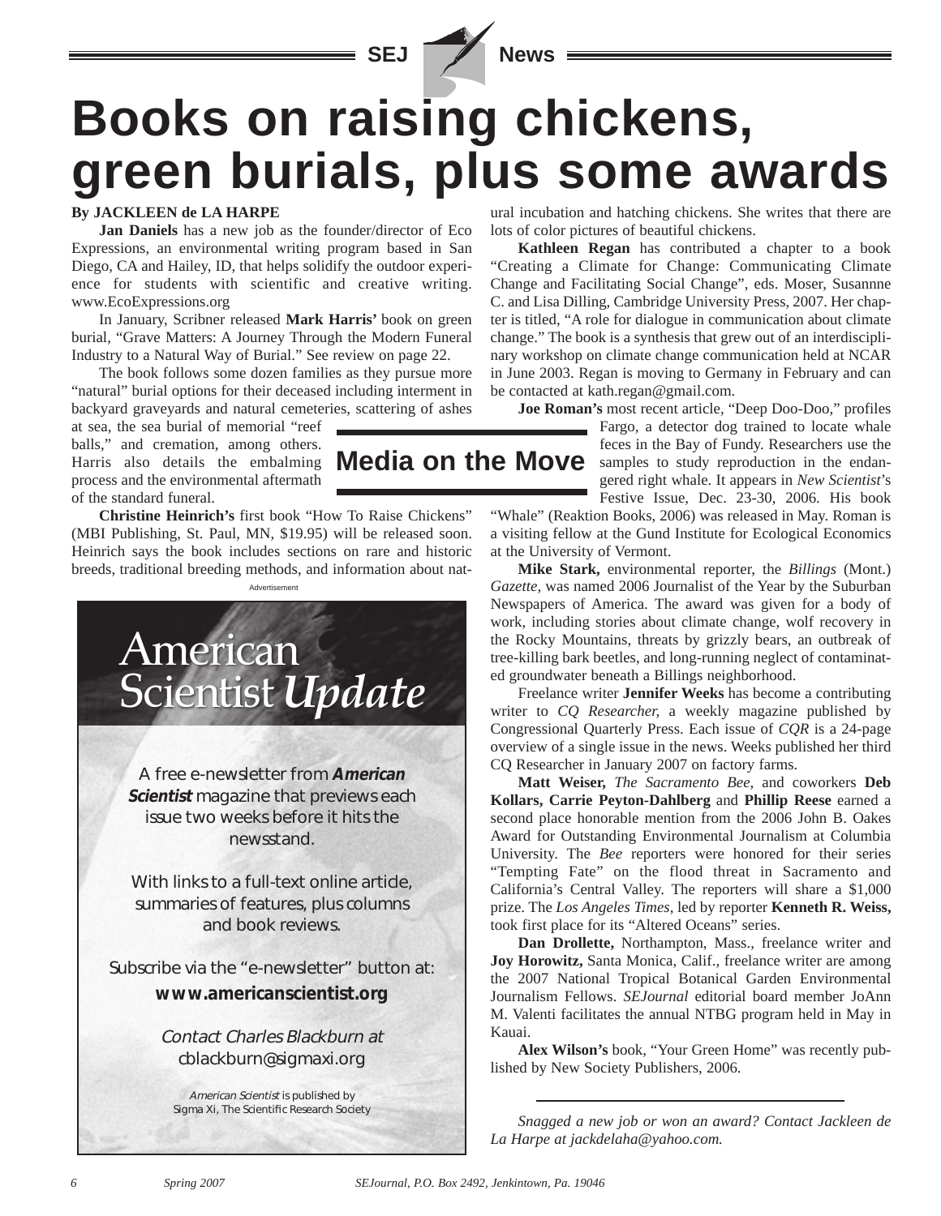# Books on raising chickens, green burials, plus some awards

## Media on the Move

**By JACKLEEN de LA HARPE**

**Jan Daniels** has a new job as the founder/director of Eco Expressions, an environmental writing program based in San Diego, CA and Hailey, ID, that helps solidify the outdoor experience for students with scientific and creative writing. www.EcoExpressions.org

In January, Scribner released **Mark Harris'** book on green burial, "Grave Matters: A Journey Through the Modern Funeral Industry to a Natural Way of Burial." See review on page 22.

The book follows some dozen families as they pursue more "natural" burial options for their deceased including interment in backyard graveyards and natural cemeteries, scattering of ashes at sea, the sea burial of memorial "reef balls," and cremation, among others. Harris also details the embalming process and the environmental aftermath of the standard funeral.

**Christine Heinrich's** first book "How To Raise Chickens" (MBI Publishing, St. Paul, MN, $19.95) will be released soon. Heinrich says the book includes sections on rare and historic breeds, traditional breeding methods, and information about natural incubation and hatching chickens. She writes that there are lots of color pictures of beautiful chickens.

Advertisement

American Scientist *Update*

A free e-newsletter from ***American Scientist*** magazine that previews each issue two weeks before it hits the newsstand.

With links to a full-text online article, summaries of features, plus columns and book reviews.

Subscribe via the "e-newsletter" button at: **www.americanscientist.org**

*Contact Charles Blackburn at* cblackburn@sigmaxi.org

*American Scientist* is published by Sigma Xi, The Scientific Research Society

**Kathleen Regan** has contributed a chapter to a book "Creating a Climate for Change: Communicating Climate Change and Facilitating Social Change", eds. Moser, Susannne C. and Lisa Dilling, Cambridge University Press, 2007. Her chapter is titled, "A role for dialogue in communication about climate change." The book is a synthesis that grew out of an interdisciplinary workshop on climate change communication held at NCAR in June 2003. Regan is moving to Germany in February and can be contacted at kath.regan@gmail.com.

**Joe Roman's** most recent article, "Deep Doo-Doo," profiles Fargo, a detector dog trained to locate whale feces in the Bay of Fundy. Researchers use the samples to study reproduction in the endangered right whale. It appears in *New Scientist*'s Festive Issue, Dec. 23-30, 2006. His book "Whale" (Reaktion Books, 2006) was released in May. Roman is a visiting fellow at the Gund Institute for Ecological Economics at the University of Vermont.

**Mike Stark,** environmental reporter, the *Billings* (Mont.) *Gazette,* was named 2006 Journalist of the Year by the Suburban Newspapers of America. The award was given for a body of work, including stories about climate change, wolf recovery in the Rocky Mountains, threats by grizzly bears, an outbreak of tree-killing bark beetles, and long-running neglect of contaminated groundwater beneath a Billings neighborhood.

Freelance writer **Jennifer Weeks** has become a contributing writer to *CQ Researcher,* a weekly magazine published by Congressional Quarterly Press. Each issue of *CQR* is a 24-page overview of a single issue in the news. Weeks published her third CQ Researcher in January 2007 on factory farms.

**Matt Weiser,** *The Sacramento Bee,* and coworkers **Deb Kollars, Carrie Peyton-Dahlberg** and **Phillip Reese** earned a second place honorable mention from the 2006 John B. Oakes Award for Outstanding Environmental Journalism at Columbia University. The *Bee* reporters were honored for their series "Tempting Fate" on the flood threat in Sacramento and California's Central Valley. The reporters will share a $1,000 prize. The *Los Angeles Times,* led by reporter **Kenneth R. Weiss,** took first place for its "Altered Oceans" series.

**Dan Drollette,** Northampton, Mass., freelance writer and **Joy Horowitz,** Santa Monica, Calif., freelance writer are among the 2007 National Tropical Botanical Garden Environmental Journalism Fellows. *SEJournal* editorial board member JoAnn M. Valenti facilitates the annual NTBG program held in May in Kauai.

**Alex Wilson's** book, "Your Green Home" was recently published by New Society Publishers, 2006.

---

*Snagged a new job or won an award? Contact Jackleen de La Harpe at jackdelaha@yahoo.com.*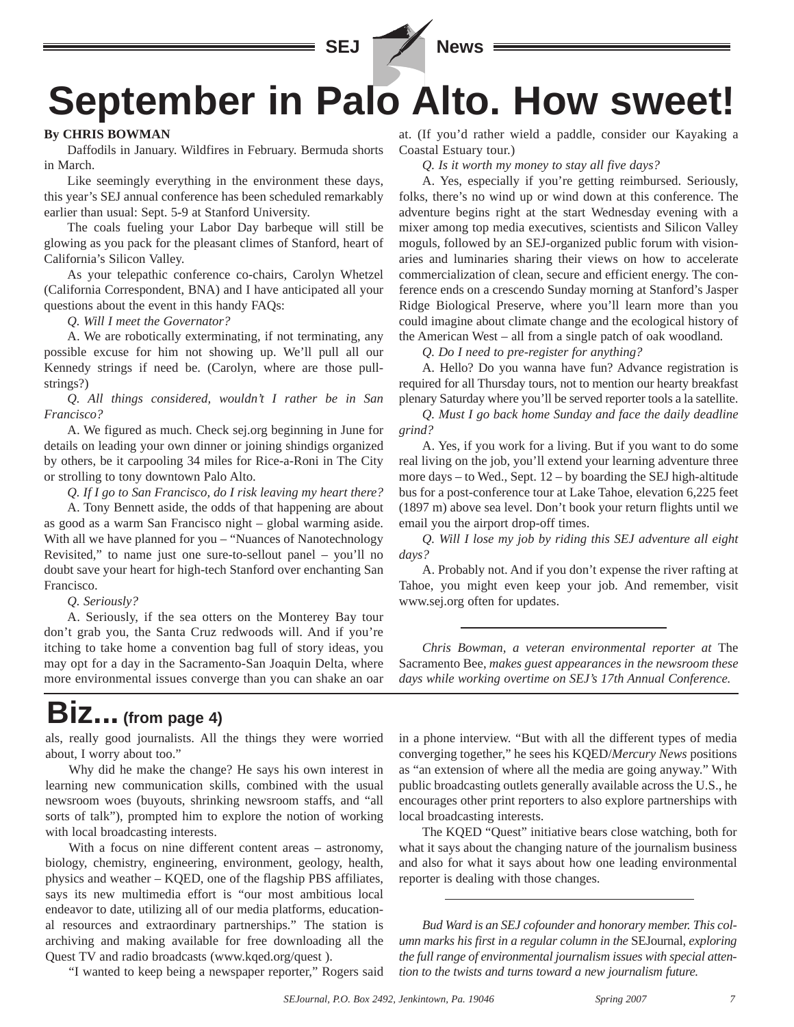# September in Palo Alto. How sweet!

**By CHRIS BOWMAN**

Daffodils in January. Wildfires in February. Bermuda shorts in March.

Like seemingly everything in the environment these days, this year's SEJ annual conference has been scheduled remarkably earlier than usual: Sept. 5-9 at Stanford University.

The coals fueling your Labor Day barbeque will still be glowing as you pack for the pleasant climes of Stanford, heart of California's Silicon Valley.

As your telepathic conference co-chairs, Carolyn Whetzel (California Correspondent, BNA) and I have anticipated all your questions about the event in this handy FAQs:

*Q. Will I meet the Governator?*

A. We are robotically exterminating, if not terminating, any possible excuse for him not showing up. We'll pull all our Kennedy strings if need be. (Carolyn, where are those pull-strings?)

*Q. All things considered, wouldn't I rather be in San Francisco?*

A. We figured as much. Check sej.org beginning in June for details on leading your own dinner or joining shindigs organized by others, be it carpooling 34 miles for Rice-a-Roni in The City or strolling to tony downtown Palo Alto.

*Q. If I go to San Francisco, do I risk leaving my heart there?*

A. Tony Bennett aside, the odds of that happening are about as good as a warm San Francisco night – global warming aside. With all we have planned for you – "Nuances of Nanotechnology Revisited," to name just one sure-to-sellout panel – you'll no doubt save your heart for high-tech Stanford over enchanting San Francisco.

*Q. Seriously?*

A. Seriously, if the sea otters on the Monterey Bay tour don't grab you, the Santa Cruz redwoods will. And if you're itching to take home a convention bag full of story ideas, you may opt for a day in the Sacramento-San Joaquin Delta, where more environmental issues converge than you can shake an oar at. (If you'd rather wield a paddle, consider our Kayaking a Coastal Estuary tour.)

*Q. Is it worth my money to stay all five days?*

A. Yes, especially if you're getting reimbursed. Seriously, folks, there's no wind up or wind down at this conference. The adventure begins right at the start Wednesday evening with a mixer among top media executives, scientists and Silicon Valley moguls, followed by an SEJ-organized public forum with visionaries and luminaries sharing their views on how to accelerate commercialization of clean, secure and efficient energy. The conference ends on a crescendo Sunday morning at Stanford's Jasper Ridge Biological Preserve, where you'll learn more than you could imagine about climate change and the ecological history of the American West – all from a single patch of oak woodland.

*Q. Do I need to pre-register for anything?*

A. Hello? Do you wanna have fun? Advance registration is required for all Thursday tours, not to mention our hearty breakfast plenary Saturday where you'll be served reporter tools a la satellite.

*Q. Must I go back home Sunday and face the daily deadline grind?*

A. Yes, if you work for a living. But if you want to do some real living on the job, you'll extend your learning adventure three more days – to Wed., Sept. 12 – by boarding the SEJ high-altitude bus for a post-conference tour at Lake Tahoe, elevation 6,225 feet (1897 m) above sea level. Don't book your return flights until we email you the airport drop-off times.

*Q. Will I lose my job by riding this SEJ adventure all eight days?*

A. Probably not. And if you don't expense the river rafting at Tahoe, you might even keep your job. And remember, visit www.sej.org often for updates.

---

*Chris Bowman, a veteran environmental reporter at* The Sacramento Bee, *makes guest appearances in the newsroom these days while working overtime on SEJ's 17th Annual Conference.*

## Biz... (from page 4)

als, really good journalists. All the things they were worried about, I worry about too."

Why did he make the change? He says his own interest in learning new communication skills, combined with the usual newsroom woes (buyouts, shrinking newsroom staffs, and "all sorts of talk"), prompted him to explore the notion of working with local broadcasting interests.

With a focus on nine different content areas – astronomy, biology, chemistry, engineering, environment, geology, health, physics and weather – KQED, one of the flagship PBS affiliates, says its new multimedia effort is "our most ambitious local endeavor to date, utilizing all of our media platforms, educational resources and extraordinary partnerships." The station is archiving and making available for free downloading all the Quest TV and radio broadcasts (www.kqed.org/quest ).

"I wanted to keep being a newspaper reporter," Rogers said in a phone interview. "But with all the different types of media converging together," he sees his KQED/*Mercury News* positions as "an extension of where all the media are going anyway." With public broadcasting outlets generally available across the U.S., he encourages other print reporters to also explore partnerships with local broadcasting interests.

The KQED "Quest" initiative bears close watching, both for what it says about the changing nature of the journalism business and also for what it says about how one leading environmental reporter is dealing with those changes.

---

*Bud Ward is an SEJ cofounder and honorary member. This column marks his first in a regular column in the* SEJournal, *exploring the full range of environmental journalism issues with special attention to the twists and turns toward a new journalism future.*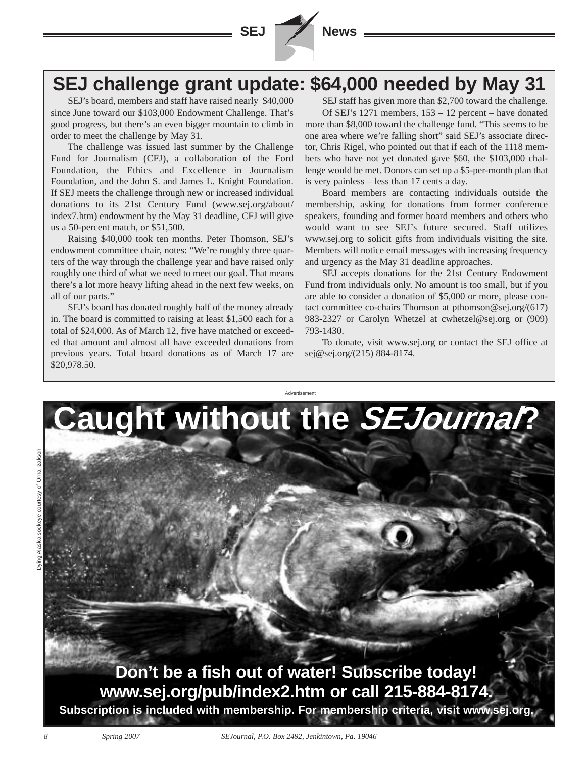# SEJ challenge grant update: $64,000 needed by May 31

SEJ's board, members and staff have raised nearly $40,000 since June toward our $103,000 Endowment Challenge. That's good progress, but there's an even bigger mountain to climb in order to meet the challenge by May 31.

The challenge was issued last summer by the Challenge Fund for Journalism (CFJ), a collaboration of the Ford Foundation, the Ethics and Excellence in Journalism Foundation, and the John S. and James L. Knight Foundation. If SEJ meets the challenge through new or increased individual donations to its 21st Century Fund (www.sej.org/about/index7.htm) endowment by the May 31 deadline, CFJ will give us a 50-percent match, or $51,500.

Raising $40,000 took ten months. Peter Thomson, SEJ's endowment committee chair, notes: "We're roughly three quarters of the way through the challenge year and have raised only roughly one third of what we need to meet our goal. That means there's a lot more heavy lifting ahead in the next few weeks, on all of our parts."

SEJ's board has donated roughly half of the money already in. The board is committed to raising at least $1,500 each for a total of $24,000. As of March 12, five have matched or exceeded that amount and almost all have exceeded donations from previous years. Total board donations as of March 17 are $20,978.50.

SEJ staff has given more than $2,700 toward the challenge.

Of SEJ's 1271 members, 153 – 12 percent – have donated more than $8,000 toward the challenge fund. "This seems to be one area where we're falling short" said SEJ's associate director, Chris Rigel, who pointed out that if each of the 1118 members who have not yet donated gave $60, the $103,000 challenge would be met. Donors can set up a $5-per-month plan that is very painless – less than 17 cents a day.

Board members are contacting individuals outside the membership, asking for donations from former conference speakers, founding and former board members and others who would want to see SEJ's future secured. Staff utilizes www.sej.org to solicit gifts from individuals visiting the site. Members will notice email messages with increasing frequency and urgency as the May 31 deadline approaches.

SEJ accepts donations for the 21st Century Endowment Fund from individuals only. No amount is too small, but if you are able to consider a donation of $5,000 or more, please contact committee co-chairs Thomson at pthomson@sej.org/(617) 983-2327 or Carolyn Whetzel at cwhetzel@sej.org or (909) 793-1430.

To donate, visit www.sej.org or contact the SEJ office at sej@sej.org/(215) 884-8174.

Advertisement

# Caught without the *SEJournal*?

Dying Alaska sockeye courtesy of Orna Izakson

**Don't be a fish out of water! Subscribe today!**
**www.sej.org/pub/index2.htm or call 215-884-8174.**
**Subscription is included with membership. For membership criteria, visit www.sej.org.**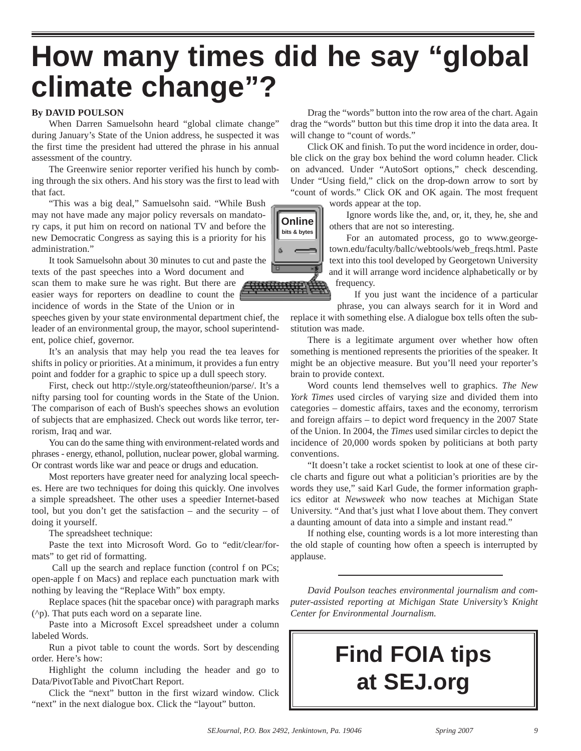# How many times did he say "global climate change"?

**By DAVID POULSON**

When Darren Samuelsohn heard "global climate change" during January's State of the Union address, he suspected it was the first time the president had uttered the phrase in his annual assessment of the country.

The Greenwire senior reporter verified his hunch by combing through the six others. And his story was the first to lead with that fact.

"This was a big deal," Samuelsohn said. "While Bush may not have made any major policy reversals on mandatory caps, it put him on record on national TV and before the new Democratic Congress as saying this is a priority for his administration."

It took Samuelsohn about 30 minutes to cut and paste the texts of the past speeches into a Word document and scan them to make sure he was right. But there are easier ways for reporters on deadline to count the incidence of words in the State of the Union or in speeches given by your state environmental department chief, the leader of an environmental group, the mayor, school superintendent, police chief, governor.

It's an analysis that may help you read the tea leaves for shifts in policy or priorities. At a minimum, it provides a fun entry point and fodder for a graphic to spice up a dull speech story.

First, check out http://style.org/stateoftheunion/parse/. It's a nifty parsing tool for counting words in the State of the Union. The comparison of each of Bush's speeches shows an evolution of subjects that are emphasized. Check out words like terror, terrorism, Iraq and war.

You can do the same thing with environment-related words and phrases - energy, ethanol, pollution, nuclear power, global warming. Or contrast words like war and peace or drugs and education.

Most reporters have greater need for analyzing local speeches. Here are two techniques for doing this quickly. One involves a simple spreadsheet. The other uses a speedier Internet-based tool, but you don't get the satisfaction – and the security – of doing it yourself.

The spreadsheet technique:

Paste the text into Microsoft Word. Go to "edit/clear/formats" to get rid of formatting.

Call up the search and replace function (control f on PCs; open-apple f on Macs) and replace each punctuation mark with nothing by leaving the "Replace With" box empty.

Replace spaces (hit the spacebar once) with paragraph marks (^p). That puts each word on a separate line.

Paste into a Microsoft Excel spreadsheet under a column labeled Words.

Run a pivot table to count the words. Sort by descending order. Here's how:

Highlight the column including the header and go to Data/PivotTable and PivotChart Report.

Click the "next" button in the first wizard window. Click "next" in the next dialogue box. Click the "layout" button.

Drag the "words" button into the row area of the chart. Again drag the "words" button but this time drop it into the data area. It will change to "count of words."

Click OK and finish. To put the word incidence in order, double click on the gray box behind the word column header. Click on advanced. Under "AutoSort options," check descending. Under "Using field," click on the drop-down arrow to sort by "count of words." Click OK and OK again. The most frequent words appear at the top.

Ignore words like the, and, or, it, they, he, she and others that are not so interesting.

For an automated process, go to www.georgetown.edu/faculty/ballc/webtools/web_freqs.html. Paste text into this tool developed by Georgetown University and it will arrange word incidence alphabetically or by frequency.

If you just want the incidence of a particular phrase, you can always search for it in Word and replace it with something else. A dialogue box tells often the substitution was made.

There is a legitimate argument over whether how often something is mentioned represents the priorities of the speaker. It might be an objective measure. But you'll need your reporter's brain to provide context.

Word counts lend themselves well to graphics. *The New York Times* used circles of varying size and divided them into categories – domestic affairs, taxes and the economy, terrorism and foreign affairs – to depict word frequency in the 2007 State of the Union. In 2004, the *Times* used similar circles to depict the incidence of 20,000 words spoken by politicians at both party conventions.

"It doesn't take a rocket scientist to look at one of these circle charts and figure out what a politician's priorities are by the words they use," said Karl Gude, the former information graphics editor at *Newsweek* who now teaches at Michigan State University. "And that's just what I love about them. They convert a daunting amount of data into a simple and instant read."

If nothing else, counting words is a lot more interesting than the old staple of counting how often a speech is interrupted by applause.

---

*David Poulson teaches environmental journalism and computer-assisted reporting at Michigan State University's Knight Center for Environmental Journalism.*

**Find FOIA tips at SEJ.org**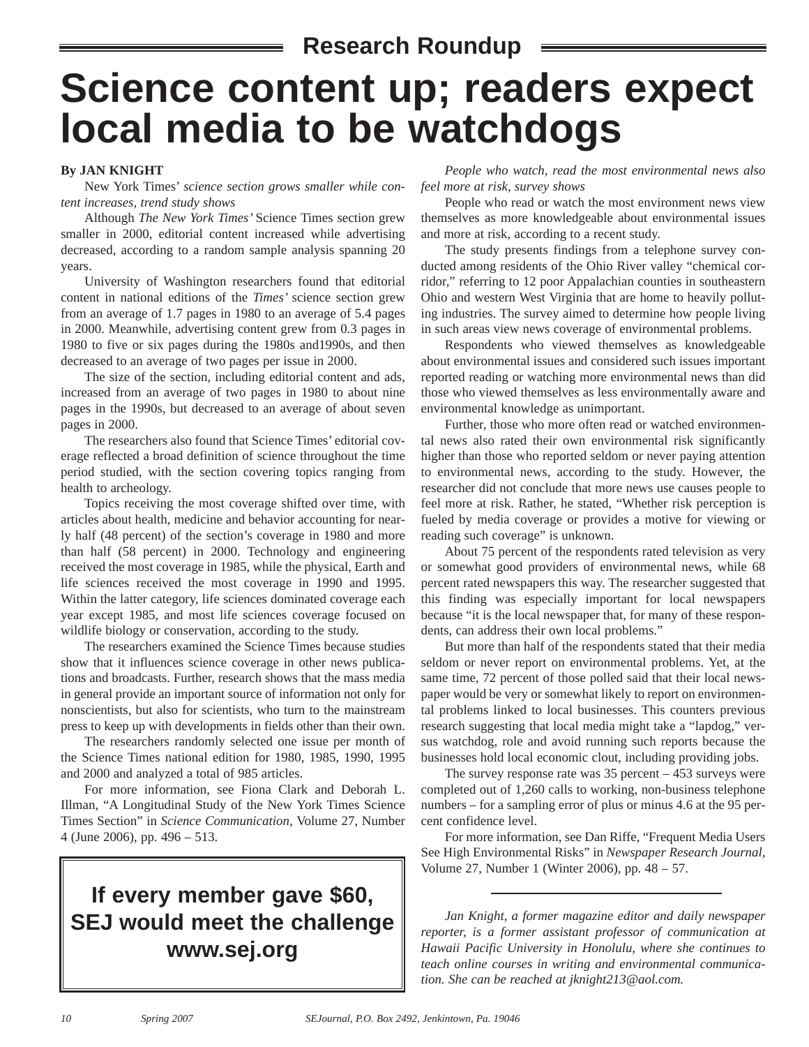## Research Roundup

# Science content up; readers expect local media to be watchdogs

**By JAN KNIGHT**

New York Times' *science section grows smaller while content increases, trend study shows*

Although *The New York Times'* Science Times section grew smaller in 2000, editorial content increased while advertising decreased, according to a random sample analysis spanning 20 years.

University of Washington researchers found that editorial content in national editions of the *Times'* science section grew from an average of 1.7 pages in 1980 to an average of 5.4 pages in 2000. Meanwhile, advertising content grew from 0.3 pages in 1980 to five or six pages during the 1980s and1990s, and then decreased to an average of two pages per issue in 2000.

The size of the section, including editorial content and ads, increased from an average of two pages in 1980 to about nine pages in the 1990s, but decreased to an average of about seven pages in 2000.

The researchers also found that Science Times' editorial coverage reflected a broad definition of science throughout the time period studied, with the section covering topics ranging from health to archeology.

Topics receiving the most coverage shifted over time, with articles about health, medicine and behavior accounting for nearly half (48 percent) of the section's coverage in 1980 and more than half (58 percent) in 2000. Technology and engineering received the most coverage in 1985, while the physical, Earth and life sciences received the most coverage in 1990 and 1995. Within the latter category, life sciences dominated coverage each year except 1985, and most life sciences coverage focused on wildlife biology or conservation, according to the study.

The researchers examined the Science Times because studies show that it influences science coverage in other news publications and broadcasts. Further, research shows that the mass media in general provide an important source of information not only for nonscientists, but also for scientists, who turn to the mainstream press to keep up with developments in fields other than their own.

The researchers randomly selected one issue per month of the Science Times national edition for 1980, 1985, 1990, 1995 and 2000 and analyzed a total of 985 articles.

For more information, see Fiona Clark and Deborah L. Illman, "A Longitudinal Study of the New York Times Science Times Section" in *Science Communication*, Volume 27, Number 4 (June 2006), pp. 496 – 513.

**If every member gave $60, SEJ would meet the challenge www.sej.org**

*People who watch, read the most environmental news also feel more at risk, survey shows*

People who read or watch the most environment news view themselves as more knowledgeable about environmental issues and more at risk, according to a recent study.

The study presents findings from a telephone survey conducted among residents of the Ohio River valley "chemical corridor," referring to 12 poor Appalachian counties in southeastern Ohio and western West Virginia that are home to heavily polluting industries. The survey aimed to determine how people living in such areas view news coverage of environmental problems.

Respondents who viewed themselves as knowledgeable about environmental issues and considered such issues important reported reading or watching more environmental news than did those who viewed themselves as less environmentally aware and environmental knowledge as unimportant.

Further, those who more often read or watched environmental news also rated their own environmental risk significantly higher than those who reported seldom or never paying attention to environmental news, according to the study. However, the researcher did not conclude that more news use causes people to feel more at risk. Rather, he stated, "Whether risk perception is fueled by media coverage or provides a motive for viewing or reading such coverage" is unknown.

About 75 percent of the respondents rated television as very or somewhat good providers of environmental news, while 68 percent rated newspapers this way. The researcher suggested that this finding was especially important for local newspapers because "it is the local newspaper that, for many of these respondents, can address their own local problems."

But more than half of the respondents stated that their media seldom or never report on environmental problems. Yet, at the same time, 72 percent of those polled said that their local newspaper would be very or somewhat likely to report on environmental problems linked to local businesses. This counters previous research suggesting that local media might take a "lapdog," versus watchdog, role and avoid running such reports because the businesses hold local economic clout, including providing jobs.

The survey response rate was 35 percent – 453 surveys were completed out of 1,260 calls to working, non-business telephone numbers – for a sampling error of plus or minus 4.6 at the 95 percent confidence level.

For more information, see Dan Riffe, "Frequent Media Users See High Environmental Risks" in *Newspaper Research Journal*, Volume 27, Number 1 (Winter 2006), pp. 48 – 57.

---

*Jan Knight, a former magazine editor and daily newspaper reporter, is a former assistant professor of communication at Hawaii Pacific University in Honolulu, where she continues to teach online courses in writing and environmental communication. She can be reached at jknight213@aol.com.*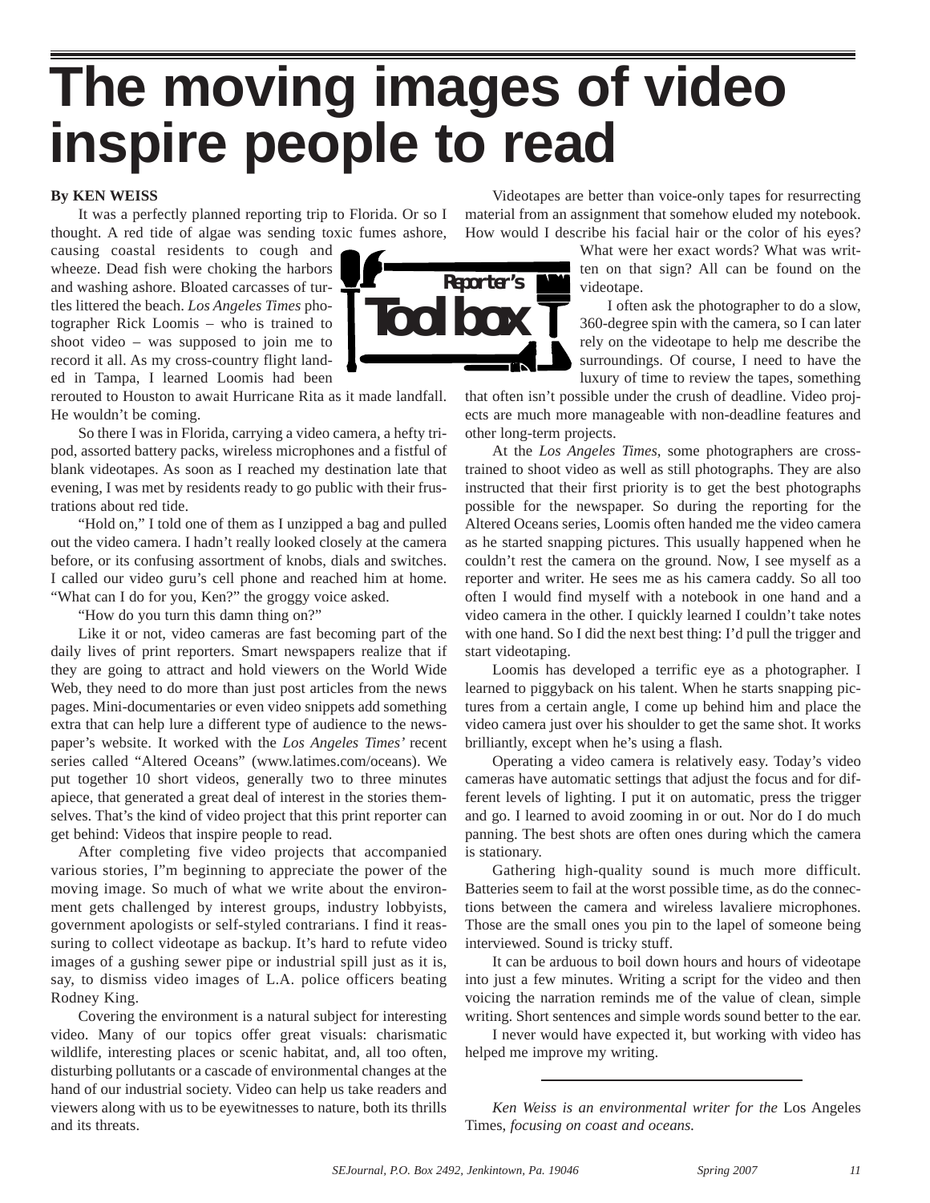# The moving images of video inspire people to read

**By KEN WEISS**

It was a perfectly planned reporting trip to Florida. Or so I thought. A red tide of algae was sending toxic fumes ashore, causing coastal residents to cough and wheeze. Dead fish were choking the harbors and washing ashore. Bloated carcasses of turtles littered the beach. *Los Angeles Times* photographer Rick Loomis – who is trained to shoot video – was supposed to join me to record it all. As my cross-country flight landed in Tampa, I learned Loomis had been rerouted to Houston to await Hurricane Rita as it made landfall. He wouldn't be coming.

So there I was in Florida, carrying a video camera, a hefty tripod, assorted battery packs, wireless microphones and a fistful of blank videotapes. As soon as I reached my destination late that evening, I was met by residents ready to go public with their frustrations about red tide.

"Hold on," I told one of them as I unzipped a bag and pulled out the video camera. I hadn't really looked closely at the camera before, or its confusing assortment of knobs, dials and switches. I called our video guru's cell phone and reached him at home. "What can I do for you, Ken?" the groggy voice asked.

"How do you turn this damn thing on?"

Like it or not, video cameras are fast becoming part of the daily lives of print reporters. Smart newspapers realize that if they are going to attract and hold viewers on the World Wide Web, they need to do more than just post articles from the news pages. Mini-documentaries or even video snippets add something extra that can help lure a different type of audience to the newspaper's website. It worked with the *Los Angeles Times'* recent series called "Altered Oceans" (www.latimes.com/oceans). We put together 10 short videos, generally two to three minutes apiece, that generated a great deal of interest in the stories themselves. That's the kind of video project that this print reporter can get behind: Videos that inspire people to read.

After completing five video projects that accompanied various stories, I"m beginning to appreciate the power of the moving image. So much of what we write about the environment gets challenged by interest groups, industry lobbyists, government apologists or self-styled contrarians. I find it reassuring to collect videotape as backup. It's hard to refute video images of a gushing sewer pipe or industrial spill just as it is, say, to dismiss video images of L.A. police officers beating Rodney King.

Covering the environment is a natural subject for interesting video. Many of our topics offer great visuals: charismatic wildlife, interesting places or scenic habitat, and, all too often, disturbing pollutants or a cascade of environmental changes at the hand of our industrial society. Video can help us take readers and viewers along with us to be eyewitnesses to nature, both its thrills and its threats.

Videotapes are better than voice-only tapes for resurrecting material from an assignment that somehow eluded my notebook. How would I describe his facial hair or the color of his eyes? What were her exact words? What was written on that sign? All can be found on the videotape.

I often ask the photographer to do a slow, 360-degree spin with the camera, so I can later rely on the videotape to help me describe the surroundings. Of course, I need to have the luxury of time to review the tapes, something that often isn't possible under the crush of deadline. Video projects are much more manageable with non-deadline features and other long-term projects.

At the *Los Angeles Times*, some photographers are cross-trained to shoot video as well as still photographs. They are also instructed that their first priority is to get the best photographs possible for the newspaper. So during the reporting for the Altered Oceans series, Loomis often handed me the video camera as he started snapping pictures. This usually happened when he couldn't rest the camera on the ground. Now, I see myself as a reporter and writer. He sees me as his camera caddy. So all too often I would find myself with a notebook in one hand and a video camera in the other. I quickly learned I couldn't take notes with one hand. So I did the next best thing: I'd pull the trigger and start videotaping.

Loomis has developed a terrific eye as a photographer. I learned to piggyback on his talent. When he starts snapping pictures from a certain angle, I come up behind him and place the video camera just over his shoulder to get the same shot. It works brilliantly, except when he's using a flash.

Operating a video camera is relatively easy. Today's video cameras have automatic settings that adjust the focus and for different levels of lighting. I put it on automatic, press the trigger and go. I learned to avoid zooming in or out. Nor do I do much panning. The best shots are often ones during which the camera is stationary.

Gathering high-quality sound is much more difficult. Batteries seem to fail at the worst possible time, as do the connections between the camera and wireless lavaliere microphones. Those are the small ones you pin to the lapel of someone being interviewed. Sound is tricky stuff.

It can be arduous to boil down hours and hours of videotape into just a few minutes. Writing a script for the video and then voicing the narration reminds me of the value of clean, simple writing. Short sentences and simple words sound better to the ear.

I never would have expected it, but working with video has helped me improve my writing.

---

*Ken Weiss is an environmental writer for the* Los Angeles Times, *focusing on coast and oceans.*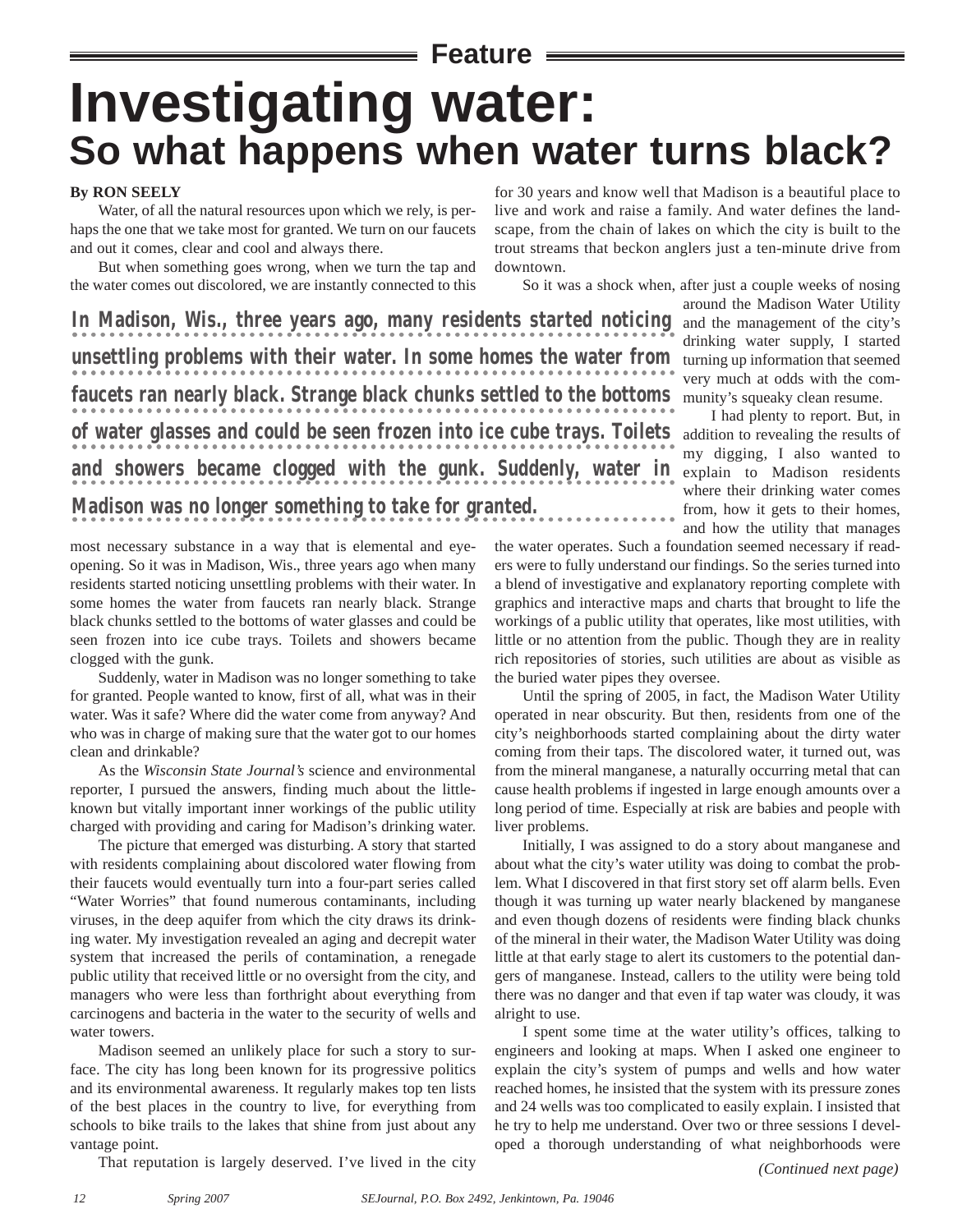Feature

# Investigating water:
## So what happens when water turns black?

**By RON SEELY**

Water, of all the natural resources upon which we rely, is perhaps the one that we take most for granted. We turn on our faucets and out it comes, clear and cool and always there.

But when something goes wrong, when we turn the tap and the water comes out discolored, we are instantly connected to this most necessary substance in a way that is elemental and eye-opening. So it was in Madison, Wis., three years ago when many residents started noticing unsettling problems with their water. In some homes the water from faucets ran nearly black. Strange black chunks settled to the bottoms of water glasses and could be seen frozen into ice cube trays. Toilets and showers became clogged with the gunk.

Suddenly, water in Madison was no longer something to take for granted. People wanted to know, first of all, what was in their water. Was it safe? Where did the water come from anyway? And who was in charge of making sure that the water got to our homes clean and drinkable?

As the *Wisconsin State Journal's* science and environmental reporter, I pursued the answers, finding much about the little-known but vitally important inner workings of the public utility charged with providing and caring for Madison's drinking water.

The picture that emerged was disturbing. A story that started with residents complaining about discolored water flowing from their faucets would eventually turn into a four-part series called "Water Worries" that found numerous contaminants, including viruses, in the deep aquifer from which the city draws its drinking water. My investigation revealed an aging and decrepit water system that increased the perils of contamination, a renegade public utility that received little or no oversight from the city, and managers who were less than forthright about everything from carcinogens and bacteria in the water to the security of wells and water towers.

Madison seemed an unlikely place for such a story to surface. The city has long been known for its progressive politics and its environmental awareness. It regularly makes top ten lists of the best places in the country to live, for everything from schools to bike trails to the lakes that shine from just about any vantage point.

That reputation is largely deserved. I've lived in the city for 30 years and know well that Madison is a beautiful place to live and work and raise a family. And water defines the landscape, from the chain of lakes on which the city is built to the trout streams that beckon anglers just a ten-minute drive from downtown.

So it was a shock when, after just a couple weeks of nosing around the Madison Water Utility and the management of the city's drinking water supply, I started turning up information that seemed very much at odds with the community's squeaky clean resume.

I had plenty to report. But, in addition to revealing the results of my digging, I also wanted to explain to Madison residents where their drinking water comes from, how it gets to their homes, and how the utility that manages the water operates. Such a foundation seemed necessary if readers were to fully understand our findings. So the series turned into a blend of investigative and explanatory reporting complete with graphics and interactive maps and charts that brought to life the workings of a public utility that operates, like most utilities, with little or no attention from the public. Though they are in reality rich repositories of stories, such utilities are about as visible as the buried water pipes they oversee.

Until the spring of 2005, in fact, the Madison Water Utility operated in near obscurity. But then, residents from one of the city's neighborhoods started complaining about the dirty water coming from their taps. The discolored water, it turned out, was from the mineral manganese, a naturally occurring metal that can cause health problems if ingested in large enough amounts over a long period of time. Especially at risk are babies and people with liver problems.

Initially, I was assigned to do a story about manganese and about what the city's water utility was doing to combat the problem. What I discovered in that first story set off alarm bells. Even though it was turning up water nearly blackened by manganese and even though dozens of residents were finding black chunks of the mineral in their water, the Madison Water Utility was doing little at that early stage to alert its customers to the potential dangers of manganese. Instead, callers to the utility were being told there was no danger and that even if tap water was cloudy, it was alright to use.

I spent some time at the water utility's offices, talking to engineers and looking at maps. When I asked one engineer to explain the city's system of pumps and wells and how water reached homes, he insisted that the system with its pressure zones and 24 wells was too complicated to easily explain. I insisted that he try to help me understand. Over two or three sessions I developed a thorough understanding of what neighborhoods were

*(Continued next page)*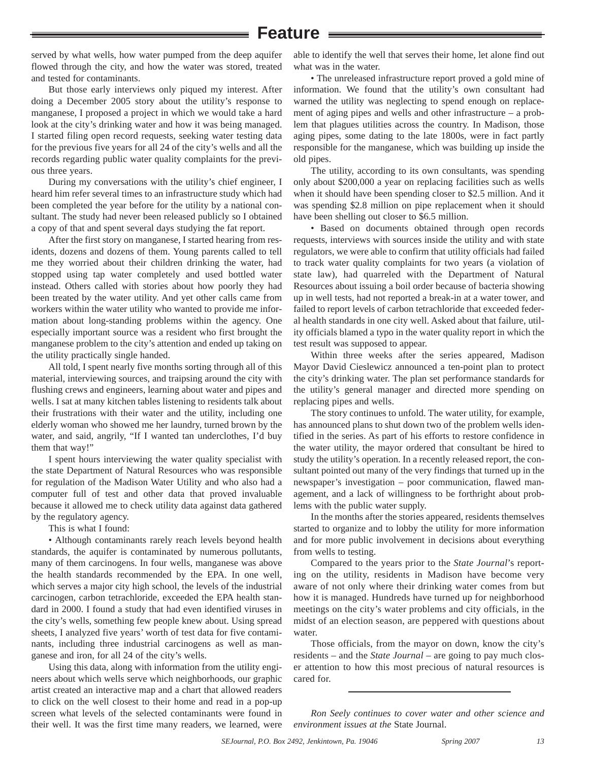served by what wells, how water pumped from the deep aquifer flowed through the city, and how the water was stored, treated and tested for contaminants.

But those early interviews only piqued my interest. After doing a December 2005 story about the utility's response to manganese, I proposed a project in which we would take a hard look at the city's drinking water and how it was being managed. I started filing open record requests, seeking water testing data for the previous five years for all 24 of the city's wells and all the records regarding public water quality complaints for the previous three years.

During my conversations with the utility's chief engineer, I heard him refer several times to an infrastructure study which had been completed the year before for the utility by a national consultant. The study had never been released publicly so I obtained a copy of that and spent several days studying the fat report.

After the first story on manganese, I started hearing from residents, dozens and dozens of them. Young parents called to tell me they worried about their children drinking the water, had stopped using tap water completely and used bottled water instead. Others called with stories about how poorly they had been treated by the water utility. And yet other calls came from workers within the water utility who wanted to provide me information about long-standing problems within the agency. One especially important source was a resident who first brought the manganese problem to the city's attention and ended up taking on the utility practically single handed.

All told, I spent nearly five months sorting through all of this material, interviewing sources, and traipsing around the city with flushing crews and engineers, learning about water and pipes and wells. I sat at many kitchen tables listening to residents talk about their frustrations with their water and the utility, including one elderly woman who showed me her laundry, turned brown by the water, and said, angrily, "If I wanted tan underclothes, I'd buy them that way!"

I spent hours interviewing the water quality specialist with the state Department of Natural Resources who was responsible for regulation of the Madison Water Utility and who also had a computer full of test and other data that proved invaluable because it allowed me to check utility data against data gathered by the regulatory agency.

This is what I found:

- Although contaminants rarely reach levels beyond health standards, the aquifer is contaminated by numerous pollutants, many of them carcinogens. In four wells, manganese was above the health standards recommended by the EPA. In one well, which serves a major city high school, the levels of the industrial carcinogen, carbon tetrachloride, exceeded the EPA health standard in 2000. I found a study that had even identified viruses in the city's wells, something few people knew about. Using spread sheets, I analyzed five years' worth of test data for five contaminants, including three industrial carcinogens as well as manganese and iron, for all 24 of the city's wells.

Using this data, along with information from the utility engineers about which wells serve which neighborhoods, our graphic artist created an interactive map and a chart that allowed readers to click on the well closest to their home and read in a pop-up screen what levels of the selected contaminants were found in their well. It was the first time many readers, we learned, were able to identify the well that serves their home, let alone find out what was in the water.

- The unreleased infrastructure report proved a gold mine of information. We found that the utility's own consultant had warned the utility was neglecting to spend enough on replacement of aging pipes and wells and other infrastructure – a problem that plagues utilities across the country. In Madison, those aging pipes, some dating to the late 1800s, were in fact partly responsible for the manganese, which was building up inside the old pipes.

The utility, according to its own consultants, was spending only about $200,000 a year on replacing facilities such as wells when it should have been spending closer to $2.5 million. And it was spending $2.8 million on pipe replacement when it should have been shelling out closer to $6.5 million.

- Based on documents obtained through open records requests, interviews with sources inside the utility and with state regulators, we were able to confirm that utility officials had failed to track water quality complaints for two years (a violation of state law), had quarreled with the Department of Natural Resources about issuing a boil order because of bacteria showing up in well tests, had not reported a break-in at a water tower, and failed to report levels of carbon tetrachloride that exceeded federal health standards in one city well. Asked about that failure, utility officials blamed a typo in the water quality report in which the test result was supposed to appear.

Within three weeks after the series appeared, Madison Mayor David Cieslewicz announced a ten-point plan to protect the city's drinking water. The plan set performance standards for the utility's general manager and directed more spending on replacing pipes and wells.

The story continues to unfold. The water utility, for example, has announced plans to shut down two of the problem wells identified in the series. As part of his efforts to restore confidence in the water utility, the mayor ordered that consultant be hired to study the utility's operation. In a recently released report, the consultant pointed out many of the very findings that turned up in the newspaper's investigation – poor communication, flawed management, and a lack of willingness to be forthright about problems with the public water supply.

In the months after the stories appeared, residents themselves started to organize and to lobby the utility for more information and for more public involvement in decisions about everything from wells to testing.

Compared to the years prior to the *State Journal*'s reporting on the utility, residents in Madison have become very aware of not only where their drinking water comes from but how it is managed. Hundreds have turned up for neighborhood meetings on the city's water problems and city officials, in the midst of an election season, are peppered with questions about water.

Those officials, from the mayor on down, know the city's residents – and the *State Journal* – are going to pay much closer attention to how this most precious of natural resources is cared for.

---

*Ron Seely continues to cover water and other science and environment issues at the* State Journal.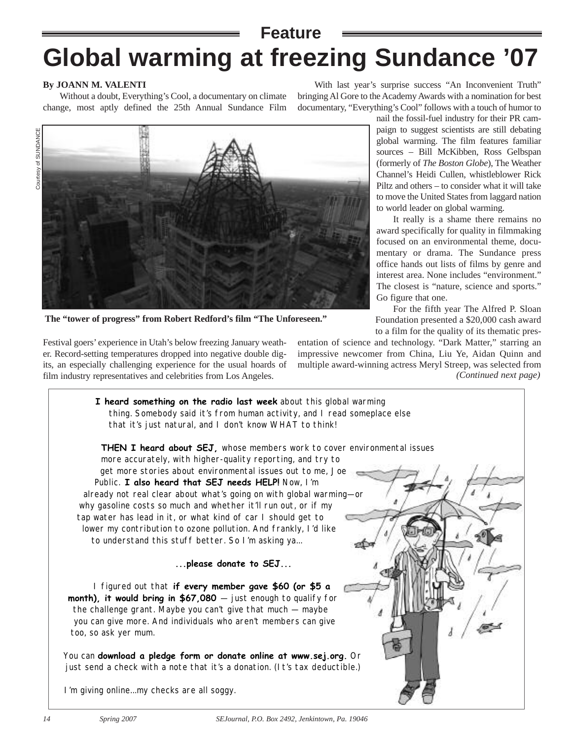Feature

# Global warming at freezing Sundance '07

**By JOANN M. VALENTI**

Without a doubt, Everything's Cool, a documentary on climate change, most aptly defined the 25th Annual Sundance Film Festival goers' experience in Utah's below freezing January weather. Record-setting temperatures dropped into negative double digits, an especially challenging experience for the usual hoards of film industry representatives and celebrities from Los Angeles.

Courtesy of SUNDANCE

**The "tower of progress" from Robert Redford's film "The Unforeseen."**

With last year's surprise success "An Inconvenient Truth" bringing Al Gore to the Academy Awards with a nomination for best documentary, "Everything's Cool" follows with a touch of humor to nail the fossil-fuel industry for their PR campaign to suggest scientists are still debating global warming. The film features familiar sources – Bill McKibben, Ross Gelbspan (formerly of *The Boston Globe*), The Weather Channel's Heidi Cullen, whistleblower Rick Piltz and others – to consider what it will take to move the United States from laggard nation to world leader on global warming.

It really is a shame there remains no award specifically for quality in filmmaking focused on an environmental theme, documentary or drama. The Sundance press office hands out lists of films by genre and interest area. None includes "environment." The closest is "nature, science and sports." Go figure that one.

For the fifth year The Alfred P. Sloan Foundation presented a $20,000 cash award to a film for the quality of its thematic presentation of science and technology. "Dark Matter," starring an impressive newcomer from China, Liu Ye, Aidan Quinn and multiple award-winning actress Meryl Streep, was selected from

*(Continued next page)*

---

**I heard something on the radio last week** about this global warming thing. Somebody said it's from human activity, and I read someplace else that it's just natural, and I don't know WHAT to think!

**THEN I heard about SEJ,** whose members work to cover environmental issues more accurately, with higher-quality reporting, and try to get more stories about environmental issues out to me, Joe Public. **I also heard that SEJ needs HELP!** Now, I'm already not real clear about what's going on with global warming—or why gasoline costs so much and whether it'll run out, or if my tap water has lead in it, or what kind of car I should get to lower my contribution to ozone pollution. And frankly, I'd like to understand this stuff better. So I'm asking ya...

**...please donate to SEJ...**

I figured out that **if every member gave $60 (or $5 a month), it would bring in $67,080** — just enough to qualify for the challenge grant. Maybe you can't give that much — maybe you can give more. And individuals who aren't members can give too, so ask yer mum.

You can **download a pledge form or donate online at www.sej.org.** Or just send a check with a note that it's a donation. (It's tax deductible.)

I'm giving online...my checks are all soggy.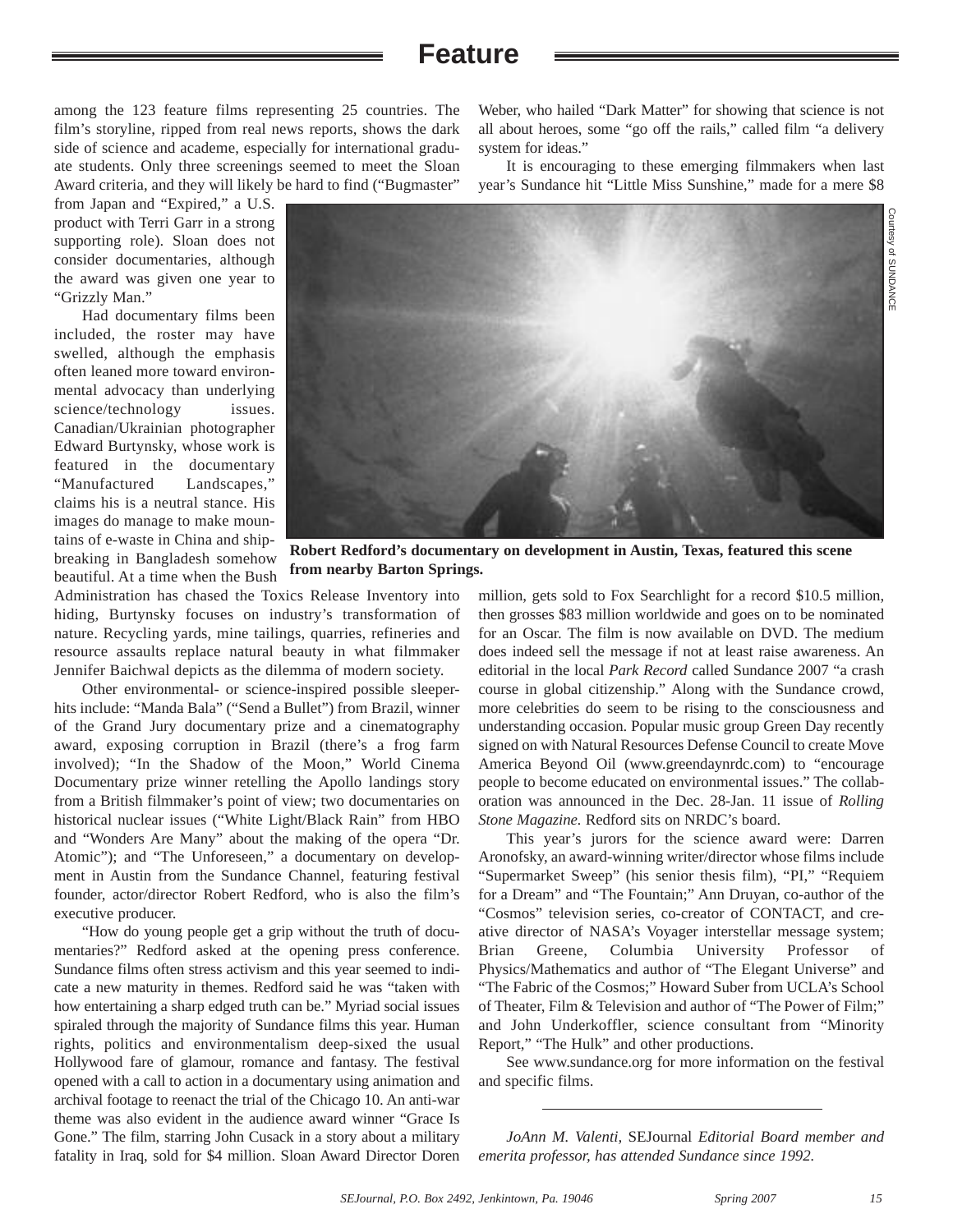among the 123 feature films representing 25 countries. The film's storyline, ripped from real news reports, shows the dark side of science and academe, especially for international graduate students. Only three screenings seemed to meet the Sloan Award criteria, and they will likely be hard to find ("Bugmaster" from Japan and "Expired," a U.S. product with Terri Garr in a strong supporting role). Sloan does not consider documentaries, although the award was given one year to "Grizzly Man."

Had documentary films been included, the roster may have swelled, although the emphasis often leaned more toward environmental advocacy than underlying science/technology issues. Canadian/Ukrainian photographer Edward Burtynsky, whose work is featured in the documentary "Manufactured Landscapes," claims his is a neutral stance. His images do manage to make mountains of e-waste in China and ship-breaking in Bangladesh somehow beautiful. At a time when the Bush Administration has chased the Toxics Release Inventory into hiding, Burtynsky focuses on industry's transformation of nature. Recycling yards, mine tailings, quarries, refineries and resource assaults replace natural beauty in what filmmaker Jennifer Baichwal depicts as the dilemma of modern society.

Other environmental- or science-inspired possible sleeper-hits include: "Manda Bala" ("Send a Bullet") from Brazil, winner of the Grand Jury documentary prize and a cinematography award, exposing corruption in Brazil (there's a frog farm involved); "In the Shadow of the Moon," World Cinema Documentary prize winner retelling the Apollo landings story from a British filmmaker's point of view; two documentaries on historical nuclear issues ("White Light/Black Rain" from HBO and "Wonders Are Many" about the making of the opera "Dr. Atomic"); and "The Unforeseen," a documentary on development in Austin from the Sundance Channel, featuring festival founder, actor/director Robert Redford, who is also the film's executive producer.

"How do young people get a grip without the truth of documentaries?" Redford asked at the opening press conference. Sundance films often stress activism and this year seemed to indicate a new maturity in themes. Redford said he was "taken with how entertaining a sharp edged truth can be." Myriad social issues spiraled through the majority of Sundance films this year. Human rights, politics and environmentalism deep-sixed the usual Hollywood fare of glamour, romance and fantasy. The festival opened with a call to action in a documentary using animation and archival footage to reenact the trial of the Chicago 10. An anti-war theme was also evident in the audience award winner "Grace Is Gone." The film, starring John Cusack in a story about a military fatality in Iraq, sold for $4 million. Sloan Award Director Doren Weber, who hailed "Dark Matter" for showing that science is not all about heroes, some "go off the rails," called film "a delivery system for ideas."

It is encouraging to these emerging filmmakers when last year's Sundance hit "Little Miss Sunshine," made for a mere $8 million, gets sold to Fox Searchlight for a record $10.5 million, then grosses $83 million worldwide and goes on to be nominated for an Oscar. The film is now available on DVD. The medium does indeed sell the message if not at least raise awareness. An editorial in the local *Park Record* called Sundance 2007 "a crash course in global citizenship." Along with the Sundance crowd, more celebrities do seem to be rising to the consciousness and understanding occasion. Popular music group Green Day recently signed on with Natural Resources Defense Council to create Move America Beyond Oil (www.greendaynrdc.com) to "encourage people to become educated on environmental issues." The collaboration was announced in the Dec. 28-Jan. 11 issue of *Rolling Stone Magazine.* Redford sits on NRDC's board.

Courtesy of SUNDANCE

**Robert Redford's documentary on development in Austin, Texas, featured this scene from nearby Barton Springs.**

This year's jurors for the science award were: Darren Aronofsky, an award-winning writer/director whose films include "Supermarket Sweep" (his senior thesis film), "PI," "Requiem for a Dream" and "The Fountain;" Ann Druyan, co-author of the "Cosmos" television series, co-creator of CONTACT, and creative director of NASA's Voyager interstellar message system; Brian Greene, Columbia University Professor of Physics/Mathematics and author of "The Elegant Universe" and "The Fabric of the Cosmos;" Howard Suber from UCLA's School of Theater, Film & Television and author of "The Power of Film;" and John Underkoffler, science consultant from "Minority Report," "The Hulk" and other productions.

See www.sundance.org for more information on the festival and specific films.

---

*JoAnn M. Valenti,* SEJournal *Editorial Board member and emerita professor, has attended Sundance since 1992.*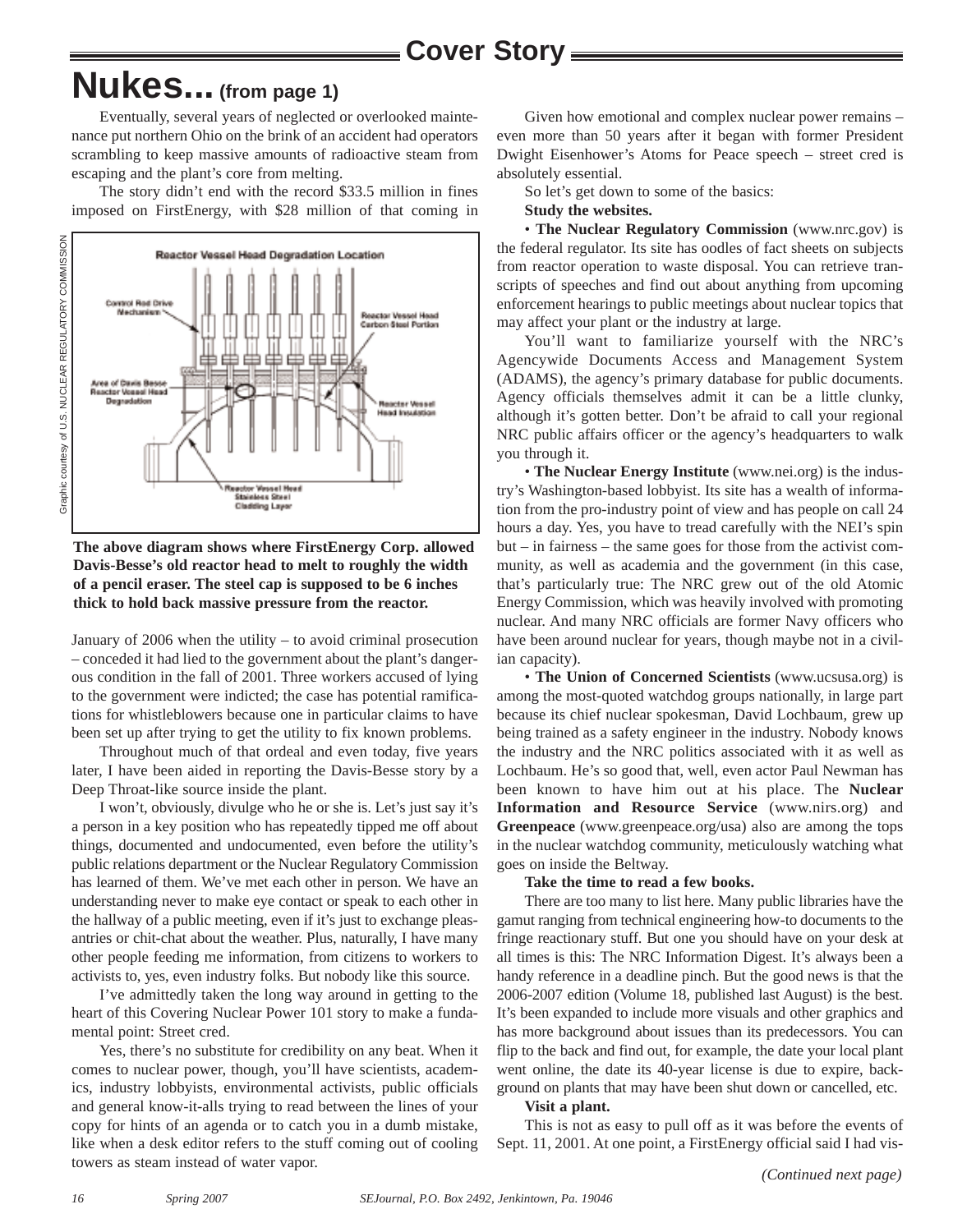# Cover Story

## Nukes... (from page 1)

Eventually, several years of neglected or overlooked maintenance put northern Ohio on the brink of an accident had operators scrambling to keep massive amounts of radioactive steam from escaping and the plant's core from melting.

The story didn't end with the record $33.5 million in fines imposed on FirstEnergy, with $28 million of that coming in January of 2006 when the utility – to avoid criminal prosecution – conceded it had lied to the government about the plant's dangerous condition in the fall of 2001. Three workers accused of lying to the government were indicted; the case has potential ramifications for whistleblowers because one in particular claims to have been set up after trying to get the utility to fix known problems.

Graphic courtesy of U.S. NUCLEAR REGULATORY COMMISSION

**The above diagram shows where FirstEnergy Corp. allowed Davis-Besse's old reactor head to melt to roughly the width of a pencil eraser. The steel cap is supposed to be 6 inches thick to hold back massive pressure from the reactor.**

Throughout much of that ordeal and even today, five years later, I have been aided in reporting the Davis-Besse story by a Deep Throat-like source inside the plant.

I won't, obviously, divulge who he or she is. Let's just say it's a person in a key position who has repeatedly tipped me off about things, documented and undocumented, even before the utility's public relations department or the Nuclear Regulatory Commission has learned of them. We've met each other in person. We have an understanding never to make eye contact or speak to each other in the hallway of a public meeting, even if it's just to exchange pleasantries or chit-chat about the weather. Plus, naturally, I have many other people feeding me information, from citizens to workers to activists to, yes, even industry folks. But nobody like this source.

I've admittedly taken the long way around in getting to the heart of this Covering Nuclear Power 101 story to make a fundamental point: Street cred.

Yes, there's no substitute for credibility on any beat. When it comes to nuclear power, though, you'll have scientists, academics, industry lobbyists, environmental activists, public officials and general know-it-alls trying to read between the lines of your copy for hints of an agenda or to catch you in a dumb mistake, like when a desk editor refers to the stuff coming out of cooling towers as steam instead of water vapor.

Given how emotional and complex nuclear power remains – even more than 50 years after it began with former President Dwight Eisenhower's Atoms for Peace speech – street cred is absolutely essential.

So let's get down to some of the basics:

**Study the websites.**

• **The Nuclear Regulatory Commission** (www.nrc.gov) is the federal regulator. Its site has oodles of fact sheets on subjects from reactor operation to waste disposal. You can retrieve transcripts of speeches and find out about anything from upcoming enforcement hearings to public meetings about nuclear topics that may affect your plant or the industry at large.

You'll want to familiarize yourself with the NRC's Agencywide Documents Access and Management System (ADAMS), the agency's primary database for public documents. Agency officials themselves admit it can be a little clunky, although it's gotten better. Don't be afraid to call your regional NRC public affairs officer or the agency's headquarters to walk you through it.

• **The Nuclear Energy Institute** (www.nei.org) is the industry's Washington-based lobbyist. Its site has a wealth of information from the pro-industry point of view and has people on call 24 hours a day. Yes, you have to tread carefully with the NEI's spin but – in fairness – the same goes for those from the activist community, as well as academia and the government (in this case, that's particularly true: The NRC grew out of the old Atomic Energy Commission, which was heavily involved with promoting nuclear. And many NRC officials are former Navy officers who have been around nuclear for years, though maybe not in a civilian capacity).

• **The Union of Concerned Scientists** (www.ucsusa.org) is among the most-quoted watchdog groups nationally, in large part because its chief nuclear spokesman, David Lochbaum, grew up being trained as a safety engineer in the industry. Nobody knows the industry and the NRC politics associated with it as well as Lochbaum. He's so good that, well, even actor Paul Newman has been known to have him out at his place. The **Nuclear Information and Resource Service** (www.nirs.org) and **Greenpeace** (www.greenpeace.org/usa) also are among the tops in the nuclear watchdog community, meticulously watching what goes on inside the Beltway.

**Take the time to read a few books.**

There are too many to list here. Many public libraries have the gamut ranging from technical engineering how-to documents to the fringe reactionary stuff. But one you should have on your desk at all times is this: The NRC Information Digest. It's always been a handy reference in a deadline pinch. But the good news is that the 2006-2007 edition (Volume 18, published last August) is the best. It's been expanded to include more visuals and other graphics and has more background about issues than its predecessors. You can flip to the back and find out, for example, the date your local plant went online, the date its 40-year license is due to expire, background on plants that may have been shut down or cancelled, etc.

**Visit a plant.**

This is not as easy to pull off as it was before the events of Sept. 11, 2001. At one point, a FirstEnergy official said I had vis-

*(Continued next page)*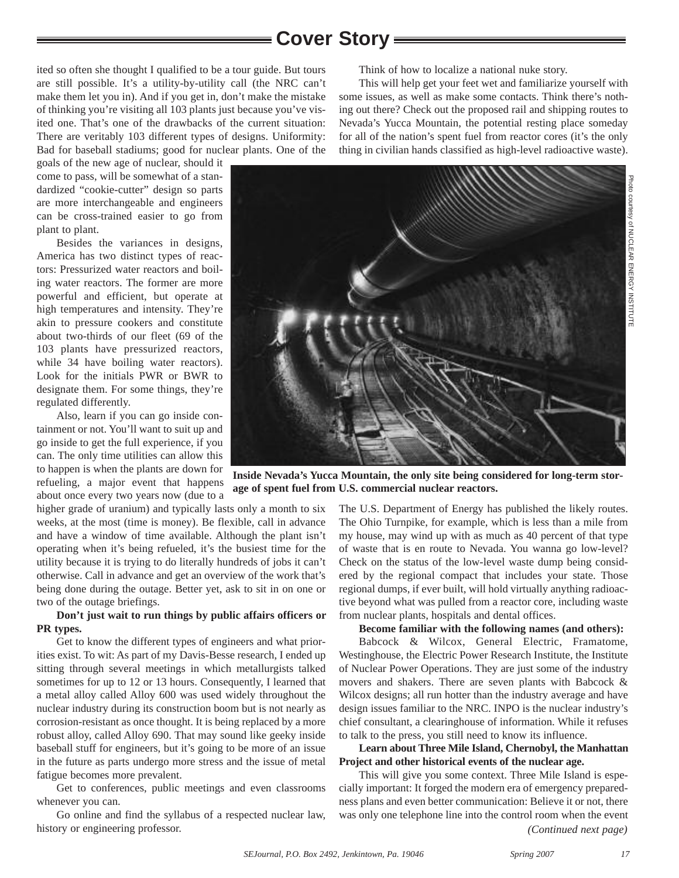ited so often she thought I qualified to be a tour guide. But tours are still possible. It's a utility-by-utility call (the NRC can't make them let you in). And if you get in, don't make the mistake of thinking you're visiting all 103 plants just because you've visited one. That's one of the drawbacks of the current situation: There are veritably 103 different types of designs. Uniformity: Bad for baseball stadiums; good for nuclear plants. One of the goals of the new age of nuclear, should it come to pass, will be somewhat of a standardized "cookie-cutter" design so parts are more interchangeable and engineers can be cross-trained easier to go from plant to plant.

Besides the variances in designs, America has two distinct types of reactors: Pressurized water reactors and boiling water reactors. The former are more powerful and efficient, but operate at high temperatures and intensity. They're akin to pressure cookers and constitute about two-thirds of our fleet (69 of the 103 plants have pressurized reactors, while 34 have boiling water reactors). Look for the initials PWR or BWR to designate them. For some things, they're regulated differently.

Also, learn if you can go inside containment or not. You'll want to suit up and go inside to get the full experience, if you can. The only time utilities can allow this to happen is when the plants are down for refueling, a major event that happens about once every two years now (due to a higher grade of uranium) and typically lasts only a month to six weeks, at the most (time is money). Be flexible, call in advance and have a window of time available. Although the plant isn't operating when it's being refueled, it's the busiest time for the utility because it is trying to do literally hundreds of jobs it can't otherwise. Call in advance and get an overview of the work that's being done during the outage. Better yet, ask to sit in on one or two of the outage briefings.

**Don't just wait to run things by public affairs officers or PR types.**

Get to know the different types of engineers and what priorities exist. To wit: As part of my Davis-Besse research, I ended up sitting through several meetings in which metallurgists talked sometimes for up to 12 or 13 hours. Consequently, I learned that a metal alloy called Alloy 600 was used widely throughout the nuclear industry during its construction boom but is not nearly as corrosion-resistant as once thought. It is being replaced by a more robust alloy, called Alloy 690. That may sound like geeky inside baseball stuff for engineers, but it's going to be more of an issue in the future as parts undergo more stress and the issue of metal fatigue becomes more prevalent.

Get to conferences, public meetings and even classrooms whenever you can.

Go online and find the syllabus of a respected nuclear law, history or engineering professor.

Think of how to localize a national nuke story.

This will help get your feet wet and familiarize yourself with some issues, as well as make some contacts. Think there's nothing out there? Check out the proposed rail and shipping routes to Nevada's Yucca Mountain, the potential resting place someday for all of the nation's spent fuel from reactor cores (it's the only thing in civilian hands classified as high-level radioactive waste).

Photo courtesy of NUCLEAR ENERGY INSTITUTE

**Inside Nevada's Yucca Mountain, the only site being considered for long-term storage of spent fuel from U.S. commercial nuclear reactors.**

The U.S. Department of Energy has published the likely routes. The Ohio Turnpike, for example, which is less than a mile from my house, may wind up with as much as 40 percent of that type of waste that is en route to Nevada. You wanna go low-level? Check on the status of the low-level waste dump being considered by the regional compact that includes your state. Those regional dumps, if ever built, will hold virtually anything radioactive beyond what was pulled from a reactor core, including waste from nuclear plants, hospitals and dental offices.

**Become familiar with the following names (and others):**

Babcock & Wilcox, General Electric, Framatome, Westinghouse, the Electric Power Research Institute, the Institute of Nuclear Power Operations. They are just some of the industry movers and shakers. There are seven plants with Babcock & Wilcox designs; all run hotter than the industry average and have design issues familiar to the NRC. INPO is the nuclear industry's chief consultant, a clearinghouse of information. While it refuses to talk to the press, you still need to know its influence.

**Learn about Three Mile Island, Chernobyl, the Manhattan Project and other historical events of the nuclear age.**

This will give you some context. Three Mile Island is especially important: It forged the modern era of emergency preparedness plans and even better communication: Believe it or not, there was only one telephone line into the control room when the event

*(Continued next page)*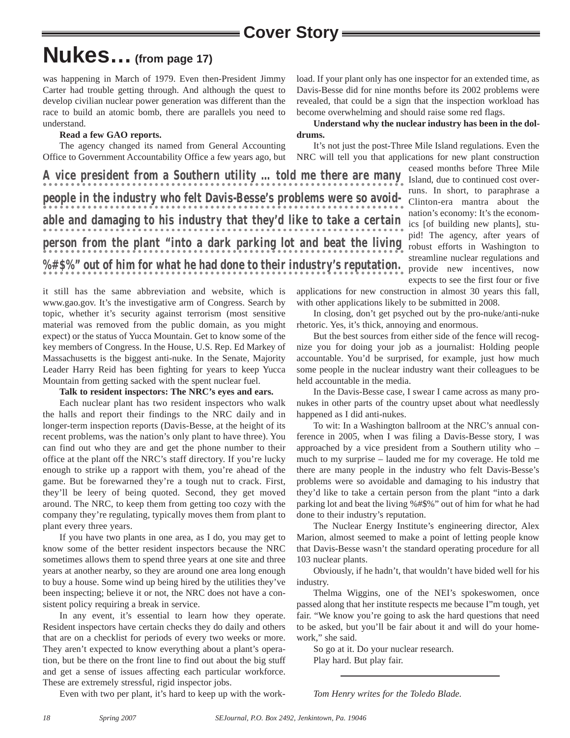## Cover Story

# Nukes… (from page 17)

was happening in March of 1979. Even then-President Jimmy Carter had trouble getting through. And although the quest to develop civilian nuclear power generation was different than the race to build an atomic bomb, there are parallels you need to understand.

**Read a few GAO reports.**

The agency changed its named from General Accounting Office to Government Accountability Office a few years ago, but it still has the same abbreviation and website, which is www.gao.gov. It's the investigative arm of Congress. Search by topic, whether it's security against terrorism (most sensitive material was removed from the public domain, as you might expect) or the status of Yucca Mountain. Get to know some of the key members of Congress. In the House, U.S. Rep. Ed Markey of Massachusetts is the biggest anti-nuke. In the Senate, Majority Leader Harry Reid has been fighting for years to keep Yucca Mountain from getting sacked with the spent nuclear fuel.

**Talk to resident inspectors: The NRC's eyes and ears.**

Each nuclear plant has two resident inspectors who walk the halls and report their findings to the NRC daily and in longer-term inspection reports (Davis-Besse, at the height of its recent problems, was the nation's only plant to have three). You can find out who they are and get the phone number to their office at the plant off the NRC's staff directory. If you're lucky enough to strike up a rapport with them, you're ahead of the game. But be forewarned they're a tough nut to crack. First, they'll be leery of being quoted. Second, they get moved around. The NRC, to keep them from getting too cozy with the company they're regulating, typically moves them from plant to plant every three years.

If you have two plants in one area, as I do, you may get to know some of the better resident inspectors because the NRC sometimes allows them to spend three years at one site and three years at another nearby, so they are around one area long enough to buy a house. Some wind up being hired by the utilities they've been inspecting; believe it or not, the NRC does not have a consistent policy requiring a break in service.

In any event, it's essential to learn how they operate. Resident inspectors have certain checks they do daily and others that are on a checklist for periods of every two weeks or more. They aren't expected to know everything about a plant's operation, but be there on the front line to find out about the big stuff and get a sense of issues affecting each particular workforce. These are extremely stressful, rigid inspector jobs.

Even with two per plant, it's hard to keep up with the workload. If your plant only has one inspector for an extended time, as Davis-Besse did for nine months before its 2002 problems were revealed, that could be a sign that the inspection workload has become overwhelming and should raise some red flags.

**Understand why the nuclear industry has been in the doldrums.**

It's not just the post-Three Mile Island regulations. Even the NRC will tell you that applications for new plant construction ceased months before Three Mile Island, due to continued cost overruns. In short, to paraphrase a Clinton-era mantra about the nation's economy: It's the economics [of building new plants], stupid! The agency, after years of robust efforts in Washington to streamline nuclear regulations and provide new incentives, now expects to see the first four or five applications for new construction in almost 30 years this fall, with other applications likely to be submitted in 2008.

In closing, don't get psyched out by the pro-nuke/anti-nuke rhetoric. Yes, it's thick, annoying and enormous.

But the best sources from either side of the fence will recognize you for doing your job as a journalist: Holding people accountable. You'd be surprised, for example, just how much some people in the nuclear industry want their colleagues to be held accountable in the media.

In the Davis-Besse case, I swear I came across as many pro-nukes in other parts of the country upset about what needlessly happened as I did anti-nukes.

To wit: In a Washington ballroom at the NRC's annual conference in 2005, when I was filing a Davis-Besse story, I was approached by a vice president from a Southern utility who – much to my surprise – lauded me for my coverage. He told me there are many people in the industry who felt Davis-Besse's problems were so avoidable and damaging to his industry that they'd like to take a certain person from the plant "into a dark parking lot and beat the living %#$%" out of him for what he had done to their industry's reputation.

The Nuclear Energy Institute's engineering director, Alex Marion, almost seemed to make a point of letting people know that Davis-Besse wasn't the standard operating procedure for all 103 nuclear plants.

Obviously, if he hadn't, that wouldn't have bided well for his industry.

Thelma Wiggins, one of the NEI's spokeswomen, once passed along that her institute respects me because I"m tough, yet fair. "We know you're going to ask the hard questions that need to be asked, but you'll be fair about it and will do your homework," she said.

So go at it. Do your nuclear research.

Play hard. But play fair.

---

*Tom Henry writes for the Toledo Blade.*

> **A vice president from a Southern utility … told me there are many people in the industry who felt Davis-Besse's problems were so avoidable and damaging to his industry that they'd like to take a certain person from the plant "into a dark parking lot and beat the living %#$%" out of him for what he had done to their industry's reputation.**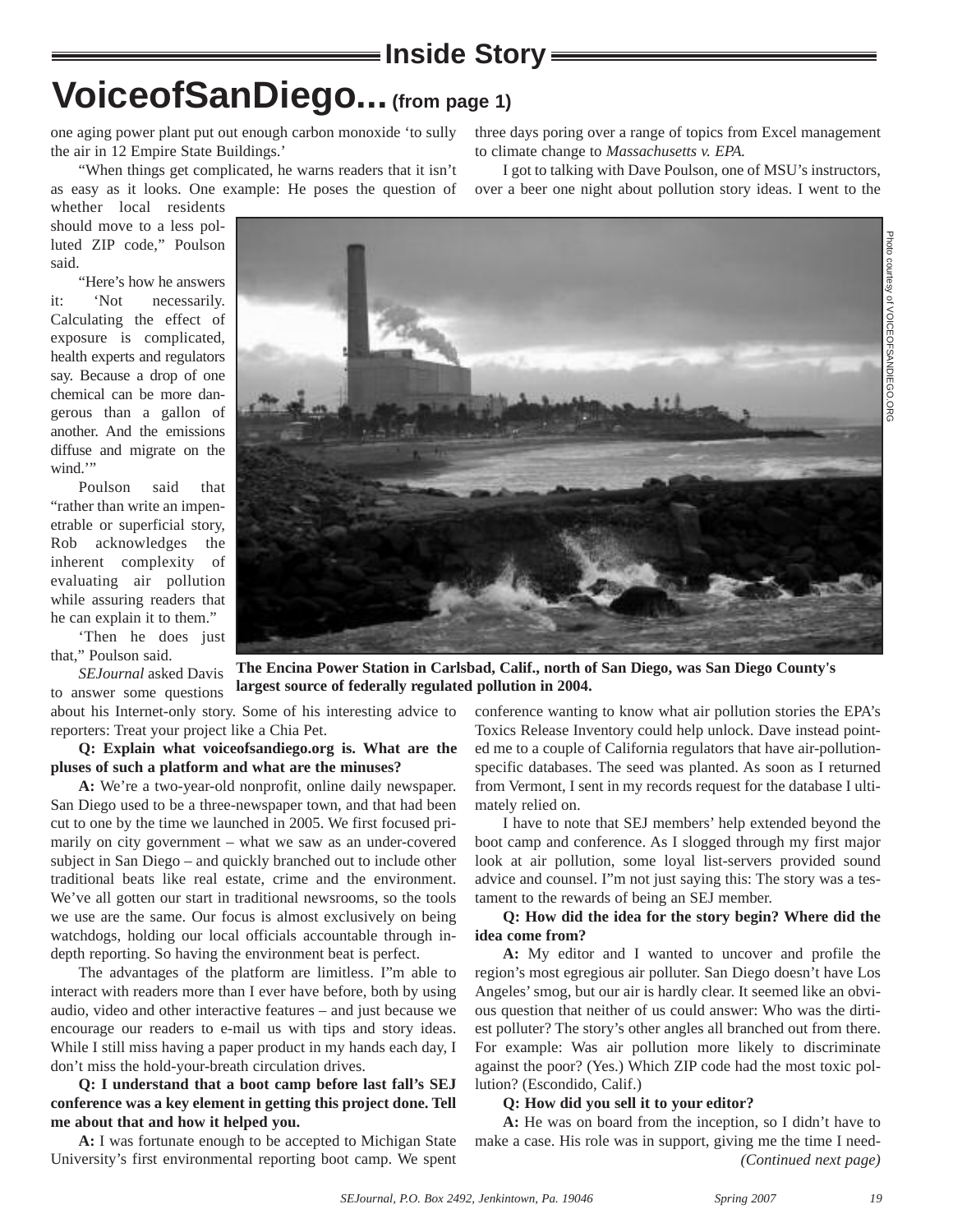## Inside Story

# VoiceofSanDiego... (from page 1)

one aging power plant put out enough carbon monoxide 'to sully the air in 12 Empire State Buildings.'

"When things get complicated, he warns readers that it isn't as easy as it looks. One example: He poses the question of whether local residents should move to a less polluted ZIP code," Poulson said.

"Here's how he answers it: 'Not necessarily. Calculating the effect of exposure is complicated, health experts and regulators say. Because a drop of one chemical can be more dangerous than a gallon of another. And the emissions diffuse and migrate on the wind.'"

Poulson said that "rather than write an impenetrable or superficial story, Rob acknowledges the inherent complexity of evaluating air pollution while assuring readers that he can explain it to them."

'Then he does just that," Poulson said.

*SEJournal* asked Davis to answer some questions about his Internet-only story. Some of his interesting advice to reporters: Treat your project like a Chia Pet.

**Q: Explain what voiceofsandiego.org is. What are the pluses of such a platform and what are the minuses?**

**A:** We're a two-year-old nonprofit, online daily newspaper. San Diego used to be a three-newspaper town, and that had been cut to one by the time we launched in 2005. We first focused primarily on city government – what we saw as an under-covered subject in San Diego – and quickly branched out to include other traditional beats like real estate, crime and the environment. We've all gotten our start in traditional newsrooms, so the tools we use are the same. Our focus is almost exclusively on being watchdogs, holding our local officials accountable through in-depth reporting. So having the environment beat is perfect.

The advantages of the platform are limitless. I"m able to interact with readers more than I ever have before, both by using audio, video and other interactive features – and just because we encourage our readers to e-mail us with tips and story ideas. While I still miss having a paper product in my hands each day, I don't miss the hold-your-breath circulation drives.

**Q: I understand that a boot camp before last fall's SEJ conference was a key element in getting this project done. Tell me about that and how it helped you.**

**A:** I was fortunate enough to be accepted to Michigan State University's first environmental reporting boot camp. We spent three days poring over a range of topics from Excel management to climate change to *Massachusetts v. EPA.*

I got to talking with Dave Poulson, one of MSU's instructors, over a beer one night about pollution story ideas. I went to the conference wanting to know what air pollution stories the EPA's Toxics Release Inventory could help unlock. Dave instead pointed me to a couple of California regulators that have air-pollution-specific databases. The seed was planted. As soon as I returned from Vermont, I sent in my records request for the database I ultimately relied on.

I have to note that SEJ members' help extended beyond the boot camp and conference. As I slogged through my first major look at air pollution, some loyal list-servers provided sound advice and counsel. I"m not just saying this: The story was a testament to the rewards of being an SEJ member.

Photo courtesy of VOICEOFSANDIEGO.ORG

**The Encina Power Station in Carlsbad, Calif., north of San Diego, was San Diego County's largest source of federally regulated pollution in 2004.**

**Q: How did the idea for the story begin? Where did the idea come from?**

**A:** My editor and I wanted to uncover and profile the region's most egregious air polluter. San Diego doesn't have Los Angeles' smog, but our air is hardly clear. It seemed like an obvious question that neither of us could answer: Who was the dirtiest polluter? The story's other angles all branched out from there. For example: Was air pollution more likely to discriminate against the poor? (Yes.) Which ZIP code had the most toxic pollution? (Escondido, Calif.)

**Q: How did you sell it to your editor?**

**A:** He was on board from the inception, so I didn't have to make a case. His role was in support, giving me the time I need-

*(Continued next page)*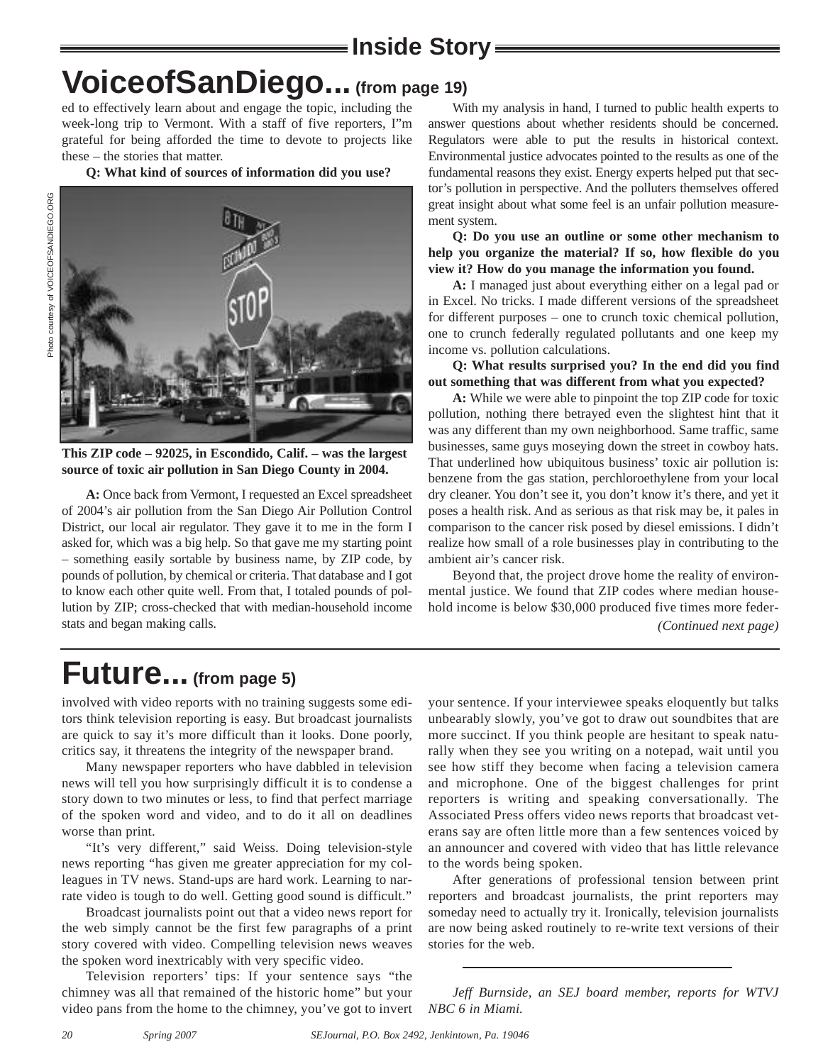## VoiceofSanDiego... (from page 19)

ed to effectively learn about and engage the topic, including the week-long trip to Vermont. With a staff of five reporters, I"m grateful for being afforded the time to devote to projects like these – the stories that matter.

**Q: What kind of sources of information did you use?**

Photo courtesy of VOICEOFSANDIEGO.ORG

**This ZIP code – 92025, in Escondido, Calif. – was the largest source of toxic air pollution in San Diego County in 2004.**

**A:** Once back from Vermont, I requested an Excel spreadsheet of 2004's air pollution from the San Diego Air Pollution Control District, our local air regulator. They gave it to me in the form I asked for, which was a big help. So that gave me my starting point – something easily sortable by business name, by ZIP code, by pounds of pollution, by chemical or criteria. That database and I got to know each other quite well. From that, I totaled pounds of pollution by ZIP; cross-checked that with median-household income stats and began making calls.

With my analysis in hand, I turned to public health experts to answer questions about whether residents should be concerned. Regulators were able to put the results in historical context. Environmental justice advocates pointed to the results as one of the fundamental reasons they exist. Energy experts helped put that sector's pollution in perspective. And the polluters themselves offered great insight about what some feel is an unfair pollution measurement system.

**Q: Do you use an outline or some other mechanism to help you organize the material? If so, how flexible do you view it? How do you manage the information you found.**

**A:** I managed just about everything either on a legal pad or in Excel. No tricks. I made different versions of the spreadsheet for different purposes – one to crunch toxic chemical pollution, one to crunch federally regulated pollutants and one keep my income vs. pollution calculations.

**Q: What results surprised you? In the end did you find out something that was different from what you expected?**

**A:** While we were able to pinpoint the top ZIP code for toxic pollution, nothing there betrayed even the slightest hint that it was any different than my own neighborhood. Same traffic, same businesses, same guys moseying down the street in cowboy hats. That underlined how ubiquitous business' toxic air pollution is: benzene from the gas station, perchloroethylene from your local dry cleaner. You don't see it, you don't know it's there, and yet it poses a health risk. And as serious as that risk may be, it pales in comparison to the cancer risk posed by diesel emissions. I didn't realize how small of a role businesses play in contributing to the ambient air's cancer risk.

Beyond that, the project drove home the reality of environmental justice. We found that ZIP codes where median household income is below $30,000 produced five times more feder-

*(Continued next page)*

## Future... (from page 5)

involved with video reports with no training suggests some editors think television reporting is easy. But broadcast journalists are quick to say it's more difficult than it looks. Done poorly, critics say, it threatens the integrity of the newspaper brand.

Many newspaper reporters who have dabbled in television news will tell you how surprisingly difficult it is to condense a story down to two minutes or less, to find that perfect marriage of the spoken word and video, and to do it all on deadlines worse than print.

"It's very different," said Weiss. Doing television-style news reporting "has given me greater appreciation for my colleagues in TV news. Stand-ups are hard work. Learning to narrate video is tough to do well. Getting good sound is difficult."

Broadcast journalists point out that a video news report for the web simply cannot be the first few paragraphs of a print story covered with video. Compelling television news weaves the spoken word inextricably with very specific video.

Television reporters' tips: If your sentence says "the chimney was all that remained of the historic home" but your video pans from the home to the chimney, you've got to invert your sentence. If your interviewee speaks eloquently but talks unbearably slowly, you've got to draw out soundbites that are more succinct. If you think people are hesitant to speak naturally when they see you writing on a notepad, wait until you see how stiff they become when facing a television camera and microphone. One of the biggest challenges for print reporters is writing and speaking conversationally. The Associated Press offers video news reports that broadcast veterans say are often little more than a few sentences voiced by an announcer and covered with video that has little relevance to the words being spoken.

After generations of professional tension between print reporters and broadcast journalists, the print reporters may someday need to actually try it. Ironically, television journalists are now being asked routinely to re-write text versions of their stories for the web.

---

*Jeff Burnside, an SEJ board member, reports for WTVJ NBC 6 in Miami.*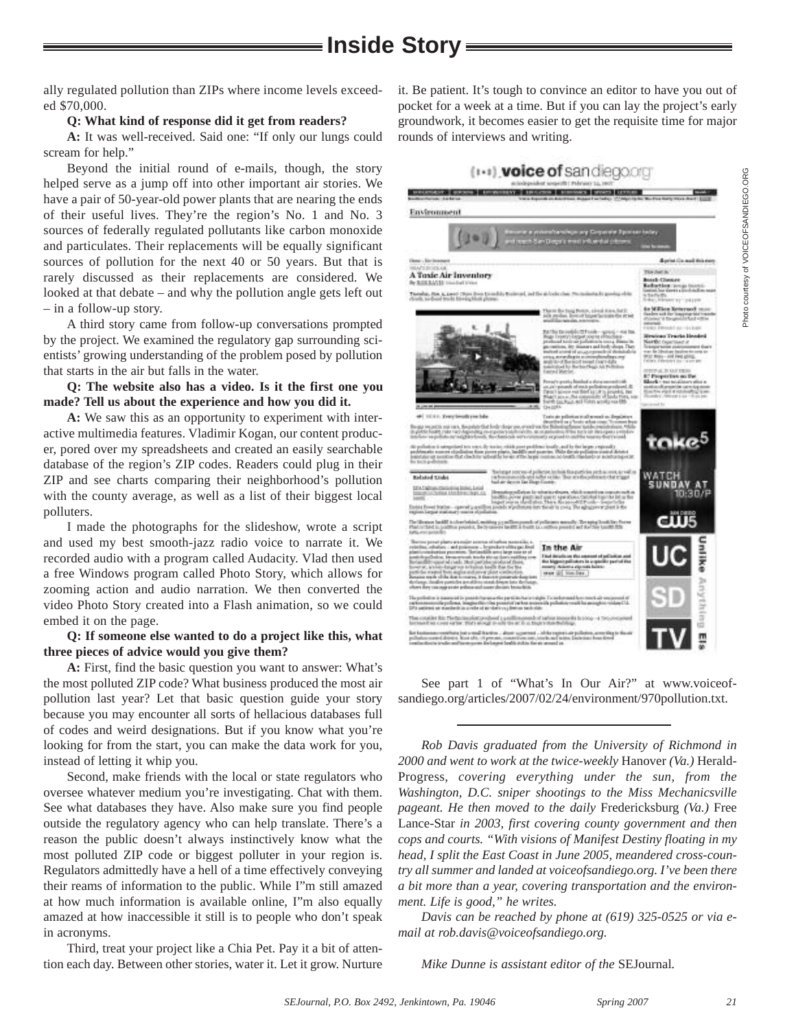ally regulated pollution than ZIPs where income levels exceeded $70,000.

**Q: What kind of response did it get from readers?**

**A:** It was well-received. Said one: "If only our lungs could scream for help."

Beyond the initial round of e-mails, though, the story helped serve as a jump off into other important air stories. We have a pair of 50-year-old power plants that are nearing the ends of their useful lives. They're the region's No. 1 and No. 3 sources of federally regulated pollutants like carbon monoxide and particulates. Their replacements will be equally significant sources of pollution for the next 40 or 50 years. But that is rarely discussed as their replacements are considered. We looked at that debate – and why the pollution angle gets left out – in a follow-up story.

A third story came from follow-up conversations prompted by the project. We examined the regulatory gap surrounding scientists' growing understanding of the problem posed by pollution that starts in the air but falls in the water.

**Q: The website also has a video. Is it the first one you made? Tell us about the experience and how you did it.**

**A:** We saw this as an opportunity to experiment with interactive multimedia features. Vladimir Kogan, our content producer, pored over my spreadsheets and created an easily searchable database of the region's ZIP codes. Readers could plug in their ZIP and see charts comparing their neighborhood's pollution with the county average, as well as a list of their biggest local polluters.

I made the photographs for the slideshow, wrote a script and used my best smooth-jazz radio voice to narrate it. We recorded audio with a program called Audacity. Vlad then used a free Windows program called Photo Story, which allows for zooming action and audio narration. We then converted the video Photo Story created into a Flash animation, so we could embed it on the page.

**Q: If someone else wanted to do a project like this, what three pieces of advice would you give them?**

**A:** First, find the basic question you want to answer: What's the most polluted ZIP code? What business produced the most air pollution last year? Let that basic question guide your story because you may encounter all sorts of hellacious databases full of codes and weird designations. But if you know what you're looking for from the start, you can make the data work for you, instead of letting it whip you.

Second, make friends with the local or state regulators who oversee whatever medium you're investigating. Chat with them. See what databases they have. Also make sure you find people outside the regulatory agency who can help translate. There's a reason the public doesn't always instinctively know what the most polluted ZIP code or biggest polluter in your region is. Regulators admittedly have a hell of a time effectively conveying their reams of information to the public. While I"m still amazed at how much information is available online, I"m also equally amazed at how inaccessible it still is to people who don't speak in acronyms.

Third, treat your project like a Chia Pet. Pay it a bit of attention each day. Between other stories, water it. Let it grow. Nurture it. Be patient. It's tough to convince an editor to have you out of pocket for a week at a time. But if you can lay the project's early groundwork, it becomes easier to get the requisite time for major rounds of interviews and writing.

Photo courtesy of VOICEOFSANDIEGO.ORG

See part 1 of "What's In Our Air?" at www.voiceofsandiego.org/articles/2007/02/24/environment/970pollution.txt.

---

*Rob Davis graduated from the University of Richmond in 2000 and went to work at the twice-weekly* Hanover *(Va.)* Herald-Progress, *covering everything under the sun, from the Washington, D.C. sniper shootings to the Miss Mechanicsville pageant. He then moved to the daily* Fredericksburg *(Va.)* Free Lance-Star *in 2003, first covering county government and then cops and courts. "With visions of Manifest Destiny floating in my head, I split the East Coast in June 2005, meandered cross-country all summer and landed at voiceofsandiego.org. I've been there a bit more than a year, covering transportation and the environment. Life is good," he writes.*

*Davis can be reached by phone at (619) 325-0525 or via e-mail at rob.davis@voiceofsandiego.org.*

*Mike Dunne is assistant editor of the* SEJournal.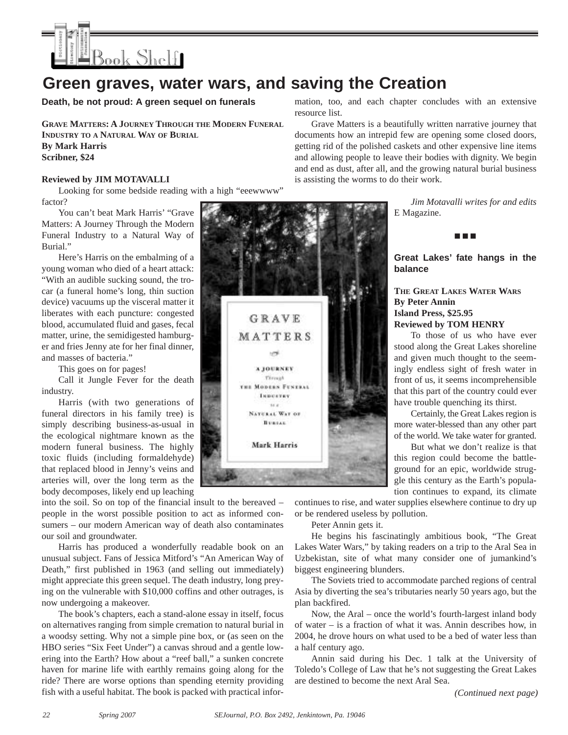# Green graves, water wars, and saving the Creation

## Death, be not proud: A green sequel on funerals

**GRAVE MATTERS: A JOURNEY THROUGH THE MODERN FUNERAL INDUSTRY TO A NATURAL WAY OF BURIAL**
**By Mark Harris**
**Scribner, $24**

**Reviewed by JIM MOTAVALLI**

Looking for some bedside reading with a high "eeewwww" factor?

You can't beat Mark Harris' "Grave Matters: A Journey Through the Modern Funeral Industry to a Natural Way of Burial."

Here's Harris on the embalming of a young woman who died of a heart attack: "With an audible sucking sound, the trocar (a funeral home's long, thin suction device) vacuums up the visceral matter it liberates with each puncture: congested blood, accumulated fluid and gases, fecal matter, urine, the semidigested hamburger and fries Jenny ate for her final dinner, and masses of bacteria."

This goes on for pages!

Call it Jungle Fever for the death industry.

Harris (with two generations of funeral directors in his family tree) is simply describing business-as-usual in the ecological nightmare known as the modern funeral business. The highly toxic fluids (including formaldehyde) that replaced blood in Jenny's veins and arteries will, over the long term as the body decomposes, likely end up leaching into the soil. So on top of the financial insult to the bereaved – people in the worst possible position to act as informed consumers – our modern American way of death also contaminates our soil and groundwater.

Harris has produced a wonderfully readable book on an unusual subject. Fans of Jessica Mitford's "An American Way of Death," first published in 1963 (and selling out immediately) might appreciate this green sequel. The death industry, long preying on the vulnerable with $10,000 coffins and other outrages, is now undergoing a makeover.

The book's chapters, each a stand-alone essay in itself, focus on alternatives ranging from simple cremation to natural burial in a woodsy setting. Why not a simple pine box, or (as seen on the HBO series "Six Feet Under") a canvas shroud and a gentle lowering into the Earth? How about a "reef ball," a sunken concrete haven for marine life with earthly remains going along for the ride? There are worse options than spending eternity providing fish with a useful habitat. The book is packed with practical information, too, and each chapter concludes with an extensive resource list.

Grave Matters is a beautifully written narrative journey that documents how an intrepid few are opening some closed doors, getting rid of the polished caskets and other expensive line items and allowing people to leave their bodies with dignity. We begin and end as dust, after all, and the growing natural burial business is assisting the worms to do their work.

*Jim Motavalli writes for and edits E Magazine.*

■ ■ ■

## Great Lakes' fate hangs in the balance

**THE GREAT LAKES WATER WARS**
**By Peter Annin**
**Island Press, $25.95**
**Reviewed by TOM HENRY**

To those of us who have ever stood along the Great Lakes shoreline and given much thought to the seemingly endless sight of fresh water in front of us, it seems incomprehensible that this part of the country could ever have trouble quenching its thirst.

Certainly, the Great Lakes region is more water-blessed than any other part of the world. We take water for granted.

But what we don't realize is that this region could become the battleground for an epic, worldwide struggle this century as the Earth's population continues to expand, its climate continues to rise, and water supplies elsewhere continue to dry up or be rendered useless by pollution.

Peter Annin gets it.

He begins his fascinatingly ambitious book, "The Great Lakes Water Wars," by taking readers on a trip to the Aral Sea in Uzbekistan, site of what many consider one of jumankind's biggest engineering blunders.

The Soviets tried to accommodate parched regions of central Asia by diverting the sea's tributaries nearly 50 years ago, but the plan backfired.

Now, the Aral – once the world's fourth-largest inland body of water – is a fraction of what it was. Annin describes how, in 2004, he drove hours on what used to be a bed of water less than a half century ago.

Annin said during his Dec. 1 talk at the University of Toledo's College of Law that he's not suggesting the Great Lakes are destined to become the next Aral Sea.

*(Continued next page)*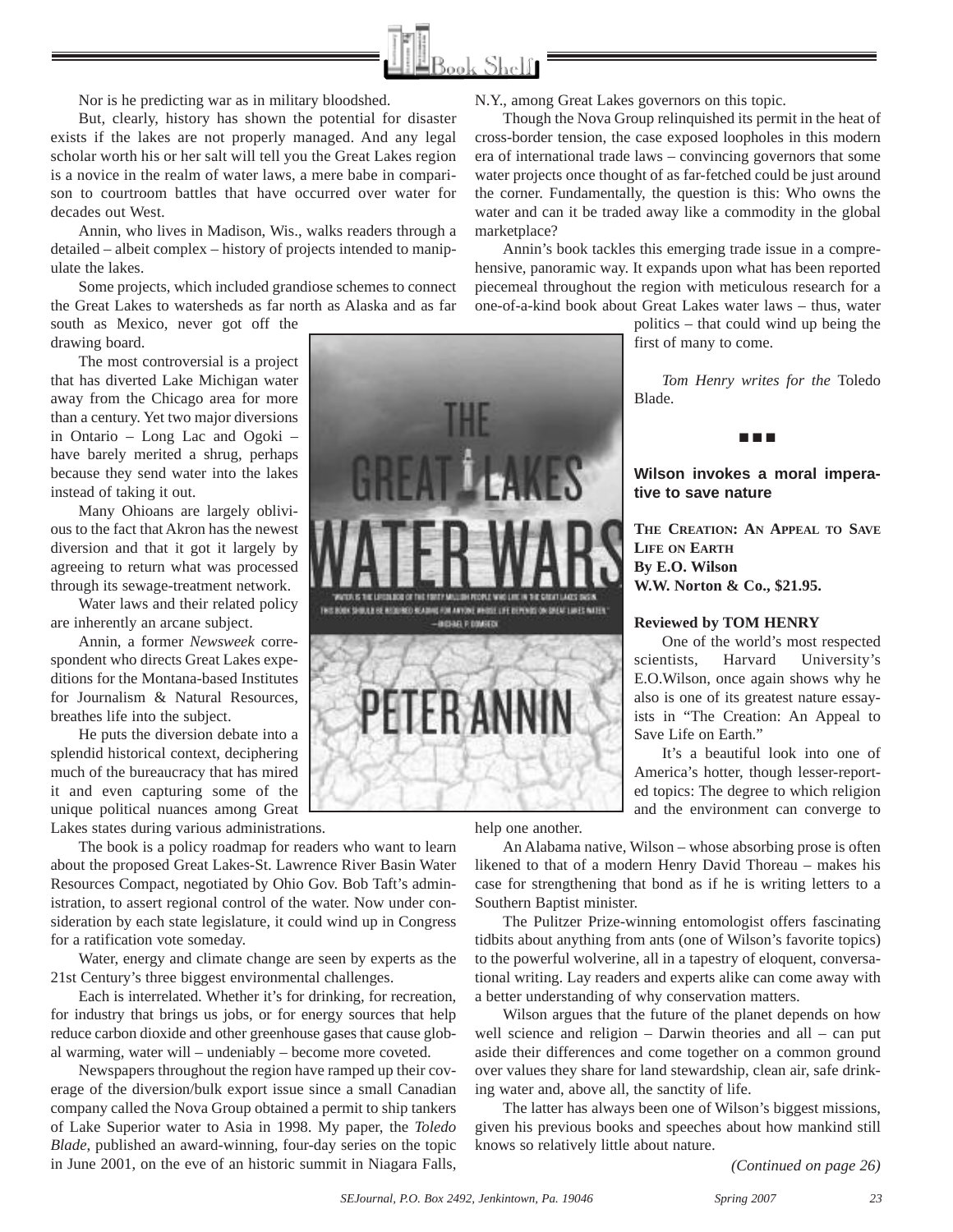Nor is he predicting war as in military bloodshed.

But, clearly, history has shown the potential for disaster exists if the lakes are not properly managed. And any legal scholar worth his or her salt will tell you the Great Lakes region is a novice in the realm of water laws, a mere babe in comparison to courtroom battles that have occurred over water for decades out West.

Annin, who lives in Madison, Wis., walks readers through a detailed – albeit complex – history of projects intended to manipulate the lakes.

Some projects, which included grandiose schemes to connect the Great Lakes to watersheds as far north as Alaska and as far south as Mexico, never got off the drawing board.

The most controversial is a project that has diverted Lake Michigan water away from the Chicago area for more than a century. Yet two major diversions in Ontario – Long Lac and Ogoki – have barely merited a shrug, perhaps because they send water into the lakes instead of taking it out.

Many Ohioans are largely oblivious to the fact that Akron has the newest diversion and that it got it largely by agreeing to return what was processed through its sewage-treatment network.

Water laws and their related policy are inherently an arcane subject.

Annin, a former *Newsweek* correspondent who directs Great Lakes expeditions for the Montana-based Institutes for Journalism & Natural Resources, breathes life into the subject.

He puts the diversion debate into a splendid historical context, deciphering much of the bureaucracy that has mired it and even capturing some of the unique political nuances among Great Lakes states during various administrations.

The book is a policy roadmap for readers who want to learn about the proposed Great Lakes-St. Lawrence River Basin Water Resources Compact, negotiated by Ohio Gov. Bob Taft's administration, to assert regional control of the water. Now under consideration by each state legislature, it could wind up in Congress for a ratification vote someday.

Water, energy and climate change are seen by experts as the 21st Century's three biggest environmental challenges.

Each is interrelated. Whether it's for drinking, for recreation, for industry that brings us jobs, or for energy sources that help reduce carbon dioxide and other greenhouse gases that cause global warming, water will – undeniably – become more coveted.

Newspapers throughout the region have ramped up their coverage of the diversion/bulk export issue since a small Canadian company called the Nova Group obtained a permit to ship tankers of Lake Superior water to Asia in 1998. My paper, the *Toledo Blade*, published an award-winning, four-day series on the topic in June 2001, on the eve of an historic summit in Niagara Falls, N.Y., among Great Lakes governors on this topic.

Though the Nova Group relinquished its permit in the heat of cross-border tension, the case exposed loopholes in this modern era of international trade laws – convincing governors that some water projects once thought of as far-fetched could be just around the corner. Fundamentally, the question is this: Who owns the water and can it be traded away like a commodity in the global marketplace?

Annin's book tackles this emerging trade issue in a comprehensive, panoramic way. It expands upon what has been reported piecemeal throughout the region with meticulous research for a one-of-a-kind book about Great Lakes water laws – thus, water politics – that could wind up being the first of many to come.

*Tom Henry writes for the* Toledo Blade.

■ ■ ■

### Wilson invokes a moral imperative to save nature

**THE CREATION: AN APPEAL TO SAVE LIFE ON EARTH**
**By E.O. Wilson**
**W.W. Norton & Co., $21.95.**

**Reviewed by TOM HENRY**

One of the world's most respected scientists, Harvard University's E.O.Wilson, once again shows why he also is one of its greatest nature essayists in "The Creation: An Appeal to Save Life on Earth."

It's a beautiful look into one of America's hotter, though lesser-reported topics: The degree to which religion and the environment can converge to help one another.

An Alabama native, Wilson – whose absorbing prose is often likened to that of a modern Henry David Thoreau – makes his case for strengthening that bond as if he is writing letters to a Southern Baptist minister.

The Pulitzer Prize-winning entomologist offers fascinating tidbits about anything from ants (one of Wilson's favorite topics) to the powerful wolverine, all in a tapestry of eloquent, conversational writing. Lay readers and experts alike can come away with a better understanding of why conservation matters.

Wilson argues that the future of the planet depends on how well science and religion – Darwin theories and all – can put aside their differences and come together on a common ground over values they share for land stewardship, clean air, safe drinking water and, above all, the sanctity of life.

The latter has always been one of Wilson's biggest missions, given his previous books and speeches about how mankind still knows so relatively little about nature.

*(Continued on page 26)*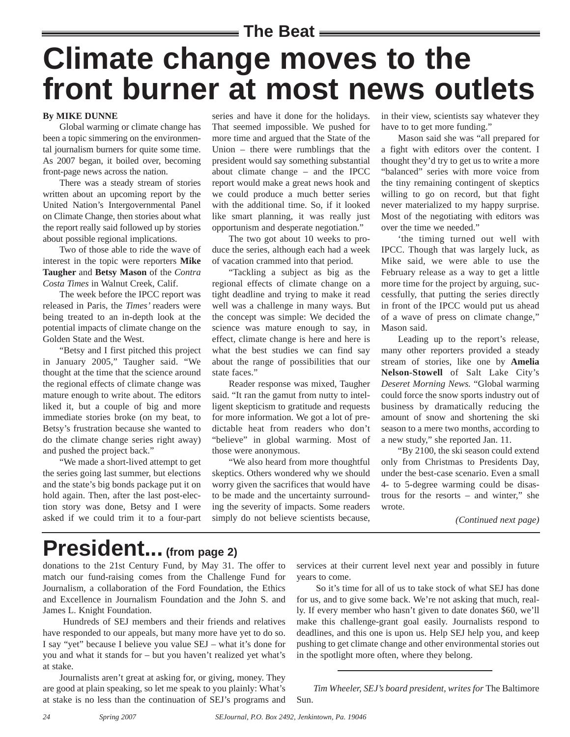## The Beat

# Climate change moves to the front burner at most news outlets

**By MIKE DUNNE**

Global warming or climate change has been a topic simmering on the environmental journalism burners for quite some time. As 2007 began, it boiled over, becoming front-page news across the nation.

There was a steady stream of stories written about an upcoming report by the United Nation's Intergovernmental Panel on Climate Change, then stories about what the report really said followed up by stories about possible regional implications.

Two of those able to ride the wave of interest in the topic were reporters **Mike Taugher** and **Betsy Mason** of the *Contra Costa Times* in Walnut Creek, Calif.

The week before the IPCC report was released in Paris, the *Times'* readers were being treated to an in-depth look at the potential impacts of climate change on the Golden State and the West.

"Betsy and I first pitched this project in January 2005," Taugher said. "We thought at the time that the science around the regional effects of climate change was mature enough to write about. The editors liked it, but a couple of big and more immediate stories broke (on my beat, to Betsy's frustration because she wanted to do the climate change series right away) and pushed the project back."

"We made a short-lived attempt to get the series going last summer, but elections and the state's big bonds package put it on hold again. Then, after the last post-election story was done, Betsy and I were asked if we could trim it to a four-part series and have it done for the holidays. That seemed impossible. We pushed for more time and argued that the State of the Union – there were rumblings that the president would say something substantial about climate change – and the IPCC report would make a great news hook and we could produce a much better series with the additional time. So, if it looked like smart planning, it was really just opportunism and desperate negotiation."

The two got about 10 weeks to produce the series, although each had a week of vacation crammed into that period.

"Tackling a subject as big as the regional effects of climate change on a tight deadline and trying to make it read well was a challenge in many ways. But the concept was simple: We decided the science was mature enough to say, in effect, climate change is here and here is what the best studies we can find say about the range of possibilities that our state faces."

Reader response was mixed, Taugher said. "It ran the gamut from nutty to intelligent skepticism to gratitude and requests for more information. We got a lot of predictable heat from readers who don't "believe" in global warming. Most of those were anonymous.

"We also heard from more thoughtful skeptics. Others wondered why we should worry given the sacrifices that would have to be made and the uncertainty surrounding the severity of impacts. Some readers simply do not believe scientists because, in their view, scientists say whatever they have to to get more funding."

Mason said she was "all prepared for a fight with editors over the content. I thought they'd try to get us to write a more "balanced" series with more voice from the tiny remaining contingent of skeptics willing to go on record, but that fight never materialized to my happy surprise. Most of the negotiating with editors was over the time we needed."

'the timing turned out well with IPCC. Though that was largely luck, as Mike said, we were able to use the February release as a way to get a little more time for the project by arguing, successfully, that putting the series directly in front of the IPCC would put us ahead of a wave of press on climate change," Mason said.

Leading up to the report's release, many other reporters provided a steady stream of stories, like one by **Amelia Nelson-Stowell** of Salt Lake City's *Deseret Morning News.* "Global warming could force the snow sports industry out of business by dramatically reducing the amount of snow and shortening the ski season to a mere two months, according to a new study," she reported Jan. 11.

"By 2100, the ski season could extend only from Christmas to Presidents Day, under the best-case scenario. Even a small 4- to 5-degree warming could be disastrous for the resorts – and winter," she wrote.

*(Continued next page)*

---

# President... (from page 2)

donations to the 21st Century Fund, by May 31. The offer to match our fund-raising comes from the Challenge Fund for Journalism, a collaboration of the Ford Foundation, the Ethics and Excellence in Journalism Foundation and the John S. and James L. Knight Foundation.

Hundreds of SEJ members and their friends and relatives have responded to our appeals, but many more have yet to do so. I say "yet" because I believe you value SEJ – what it's done for you and what it stands for – but you haven't realized yet what's at stake.

Journalists aren't great at asking for, or giving, money. They are good at plain speaking, so let me speak to you plainly: What's at stake is no less than the continuation of SEJ's programs and services at their current level next year and possibly in future years to come.

So it's time for all of us to take stock of what SEJ has done for us, and to give some back. We're not asking that much, really. If every member who hasn't given to date donates $60, we'll make this challenge-grant goal easily. Journalists respond to deadlines, and this one is upon us. Help SEJ help you, and keep pushing to get climate change and other environmental stories out in the spotlight more often, where they belong.

---

*Tim Wheeler, SEJ's board president, writes for* The Baltimore Sun.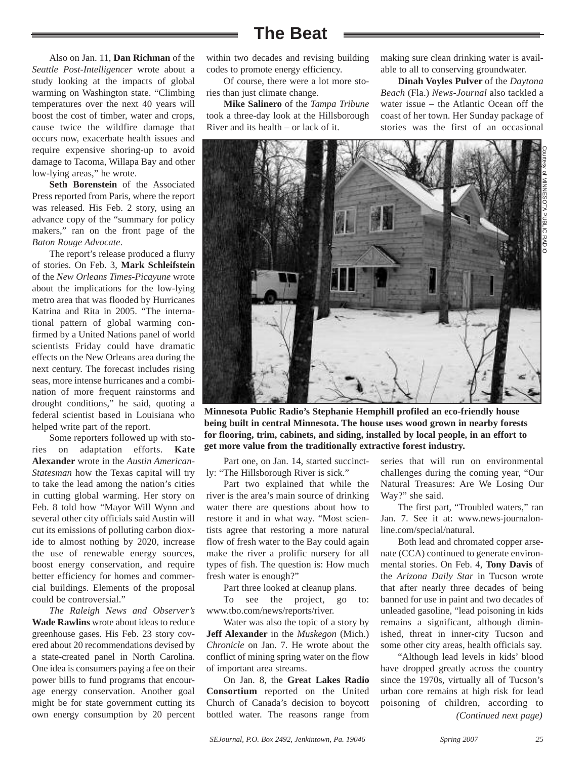Also on Jan. 11, **Dan Richman** of the *Seattle Post-Intelligencer* wrote about a study looking at the impacts of global warming on Washington state. "Climbing temperatures over the next 40 years will boost the cost of timber, water and crops, cause twice the wildfire damage that occurs now, exacerbate health issues and require expensive shoring-up to avoid damage to Tacoma, Willapa Bay and other low-lying areas," he wrote.

**Seth Borenstein** of the Associated Press reported from Paris, where the report was released. His Feb. 2 story, using an advance copy of the "summary for policy makers," ran on the front page of the *Baton Rouge Advocate*.

The report's release produced a flurry of stories. On Feb. 3, **Mark Schleifstein** of the *New Orleans Times-Picayune* wrote about the implications for the low-lying metro area that was flooded by Hurricanes Katrina and Rita in 2005. "The international pattern of global warming confirmed by a United Nations panel of world scientists Friday could have dramatic effects on the New Orleans area during the next century. The forecast includes rising seas, more intense hurricanes and a combination of more frequent rainstorms and drought conditions," he said, quoting a federal scientist based in Louisiana who helped write part of the report.

Some reporters followed up with stories on adaptation efforts. **Kate Alexander** wrote in the *Austin American-Statesman* how the Texas capital will try to take the lead among the nation's cities in cutting global warming. Her story on Feb. 8 told how "Mayor Will Wynn and several other city officials said Austin will cut its emissions of polluting carbon dioxide to almost nothing by 2020, increase the use of renewable energy sources, boost energy conservation, and require better efficiency for homes and commercial buildings. Elements of the proposal could be controversial."

*The Raleigh News and Observer's* **Wade Rawlins** wrote about ideas to reduce greenhouse gases. His Feb. 23 story covered about 20 recommendations devised by a state-created panel in North Carolina. One idea is consumers paying a fee on their power bills to fund programs that encourage energy conservation. Another goal might be for state government cutting its own energy consumption by 20 percent within two decades and revising building codes to promote energy efficiency.

Of course, there were a lot more stories than just climate change.

**Mike Salinero** of the *Tampa Tribune* took a three-day look at the Hillsborough River and its health – or lack of it.

Part one, on Jan. 14, started succinctly: "The Hillsborough River is sick."

Part two explained that while the river is the area's main source of drinking water there are questions about how to restore it and in what way. "Most scientists agree that restoring a more natural flow of fresh water to the Bay could again make the river a prolific nursery for all types of fish. The question is: How much fresh water is enough?"

Part three looked at cleanup plans.

To see the project, go to: www.tbo.com/news/reports/river.

Water was also the topic of a story by **Jeff Alexander** in the *Muskegon* (Mich.) *Chronicle* on Jan. 7. He wrote about the conflict of mining spring water on the flow of important area streams.

On Jan. 8, the **Great Lakes Radio Consortium** reported on the United Church of Canada's decision to boycott bottled water. The reasons range from making sure clean drinking water is available to all to conserving groundwater.

**Dinah Voyles Pulver** of the *Daytona Beach* (Fla.) *News-Journal* also tackled a water issue – the Atlantic Ocean off the coast of her town. Her Sunday package of stories was the first of an occasional series that will run on environmental challenges during the coming year, "Our Natural Treasures: Are We Losing Our Way?" she said.

Courtesy of MINNESOTA PUBLIC RADIO

**Minnesota Public Radio's Stephanie Hemphill profiled an eco-friendly house being built in central Minnesota. The house uses wood grown in nearby forests for flooring, trim, cabinets, and siding, installed by local people, in an effort to get more value from the traditionally extractive forest industry.**

The first part, "Troubled waters," ran Jan. 7. See it at: www.news-journalonline.com/special/natural.

Both lead and chromated copper arsenate (CCA) continued to generate environmental stories. On Feb. 4, **Tony Davis** of the *Arizona Daily Star* in Tucson wrote that after nearly three decades of being banned for use in paint and two decades of unleaded gasoline, "lead poisoning in kids remains a significant, although diminished, threat in inner-city Tucson and some other city areas, health officials say.

"Although lead levels in kids' blood have dropped greatly across the country since the 1970s, virtually all of Tucson's urban core remains at high risk for lead poisoning of children, according to

*(Continued next page)*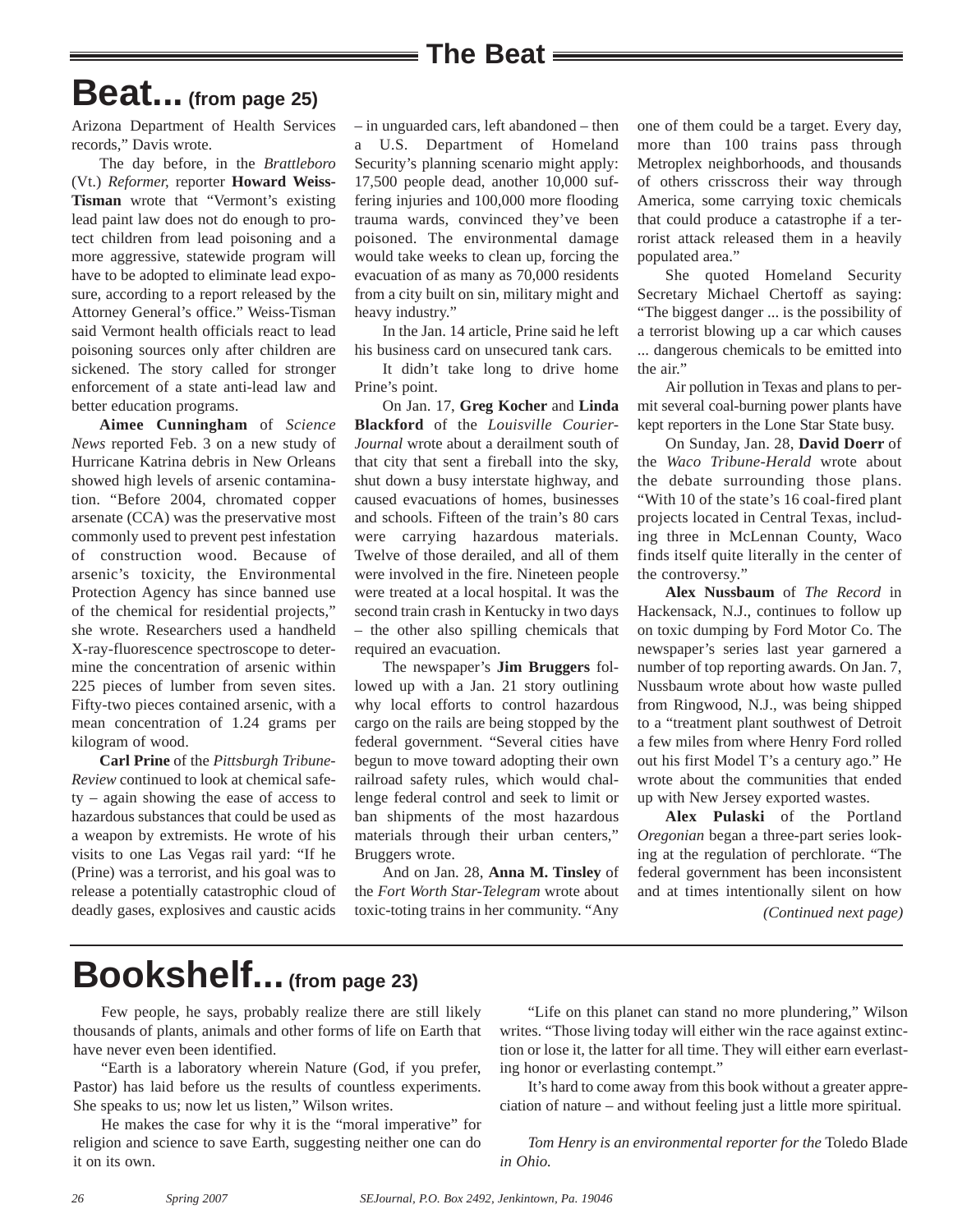## The Beat

# Beat... (from page 25)

Arizona Department of Health Services records," Davis wrote.

The day before, in the *Brattleboro* (Vt.) *Reformer,* reporter **Howard Weiss-Tisman** wrote that "Vermont's existing lead paint law does not do enough to protect children from lead poisoning and a more aggressive, statewide program will have to be adopted to eliminate lead exposure, according to a report released by the Attorney General's office." Weiss-Tisman said Vermont health officials react to lead poisoning sources only after children are sickened. The story called for stronger enforcement of a state anti-lead law and better education programs.

**Aimee Cunningham** of *Science News* reported Feb. 3 on a new study of Hurricane Katrina debris in New Orleans showed high levels of arsenic contamination. "Before 2004, chromated copper arsenate (CCA) was the preservative most commonly used to prevent pest infestation of construction wood. Because of arsenic's toxicity, the Environmental Protection Agency has since banned use of the chemical for residential projects," she wrote. Researchers used a handheld X-ray-fluorescence spectroscope to determine the concentration of arsenic within 225 pieces of lumber from seven sites. Fifty-two pieces contained arsenic, with a mean concentration of 1.24 grams per kilogram of wood.

**Carl Prine** of the *Pittsburgh Tribune-Review* continued to look at chemical safety – again showing the ease of access to hazardous substances that could be used as a weapon by extremists. He wrote of his visits to one Las Vegas rail yard: "If he (Prine) was a terrorist, and his goal was to release a potentially catastrophic cloud of deadly gases, explosives and caustic acids – in unguarded cars, left abandoned – then a U.S. Department of Homeland Security's planning scenario might apply: 17,500 people dead, another 10,000 suffering injuries and 100,000 more flooding trauma wards, convinced they've been poisoned. The environmental damage would take weeks to clean up, forcing the evacuation of as many as 70,000 residents from a city built on sin, military might and heavy industry."

In the Jan. 14 article, Prine said he left his business card on unsecured tank cars.

It didn't take long to drive home Prine's point.

On Jan. 17, **Greg Kocher** and **Linda Blackford** of the *Louisville Courier-Journal* wrote about a derailment south of that city that sent a fireball into the sky, shut down a busy interstate highway, and caused evacuations of homes, businesses and schools. Fifteen of the train's 80 cars were carrying hazardous materials. Twelve of those derailed, and all of them were involved in the fire. Nineteen people were treated at a local hospital. It was the second train crash in Kentucky in two days – the other also spilling chemicals that required an evacuation.

The newspaper's **Jim Bruggers** followed up with a Jan. 21 story outlining why local efforts to control hazardous cargo on the rails are being stopped by the federal government. "Several cities have begun to move toward adopting their own railroad safety rules, which would challenge federal control and seek to limit or ban shipments of the most hazardous materials through their urban centers," Bruggers wrote.

And on Jan. 28, **Anna M. Tinsley** of the *Fort Worth Star-Telegram* wrote about toxic-toting trains in her community. "Any one of them could be a target. Every day, more than 100 trains pass through Metroplex neighborhoods, and thousands of others crisscross their way through America, some carrying toxic chemicals that could produce a catastrophe if a terrorist attack released them in a heavily populated area."

She quoted Homeland Security Secretary Michael Chertoff as saying: "The biggest danger ... is the possibility of a terrorist blowing up a car which causes ... dangerous chemicals to be emitted into the air."

Air pollution in Texas and plans to permit several coal-burning power plants have kept reporters in the Lone Star State busy.

On Sunday, Jan. 28, **David Doerr** of the *Waco Tribune-Herald* wrote about the debate surrounding those plans. "With 10 of the state's 16 coal-fired plant projects located in Central Texas, including three in McLennan County, Waco finds itself quite literally in the center of the controversy."

**Alex Nussbaum** of *The Record* in Hackensack, N.J., continues to follow up on toxic dumping by Ford Motor Co. The newspaper's series last year garnered a number of top reporting awards. On Jan. 7, Nussbaum wrote about how waste pulled from Ringwood, N.J., was being shipped to a "treatment plant southwest of Detroit a few miles from where Henry Ford rolled out his first Model T's a century ago." He wrote about the communities that ended up with New Jersey exported wastes.

**Alex Pulaski** of the Portland *Oregonian* began a three-part series looking at the regulation of perchlorate. "The federal government has been inconsistent and at times intentionally silent on how

*(Continued next page)*

# Bookshelf... (from page 23)

Few people, he says, probably realize there are still likely thousands of plants, animals and other forms of life on Earth that have never even been identified.

"Earth is a laboratory wherein Nature (God, if you prefer, Pastor) has laid before us the results of countless experiments. She speaks to us; now let us listen," Wilson writes.

He makes the case for why it is the "moral imperative" for religion and science to save Earth, suggesting neither one can do it on its own.

"Life on this planet can stand no more plundering," Wilson writes. "Those living today will either win the race against extinction or lose it, the latter for all time. They will either earn everlasting honor or everlasting contempt."

It's hard to come away from this book without a greater appreciation of nature – and without feeling just a little more spiritual.

*Tom Henry is an environmental reporter for the* Toledo Blade *in Ohio.*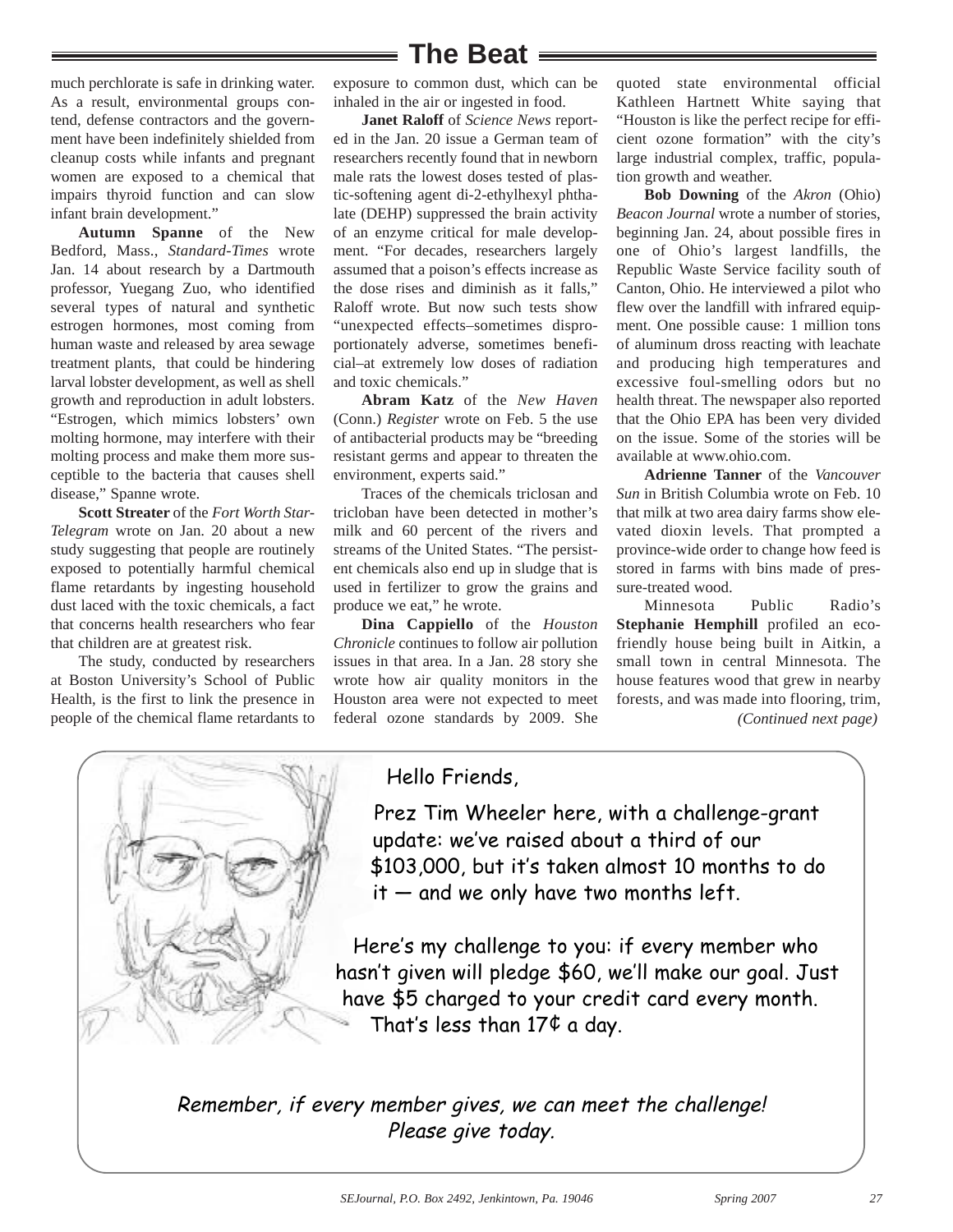much perchlorate is safe in drinking water. As a result, environmental groups contend, defense contractors and the government have been indefinitely shielded from cleanup costs while infants and pregnant women are exposed to a chemical that impairs thyroid function and can slow infant brain development."

**Autumn Spanne** of the New Bedford, Mass., *Standard-Times* wrote Jan. 14 about research by a Dartmouth professor, Yuegang Zuo, who identified several types of natural and synthetic estrogen hormones, most coming from human waste and released by area sewage treatment plants, that could be hindering larval lobster development, as well as shell growth and reproduction in adult lobsters. "Estrogen, which mimics lobsters' own molting hormone, may interfere with their molting process and make them more susceptible to the bacteria that causes shell disease," Spanne wrote.

**Scott Streater** of the *Fort Worth Star-Telegram* wrote on Jan. 20 about a new study suggesting that people are routinely exposed to potentially harmful chemical flame retardants by ingesting household dust laced with the toxic chemicals, a fact that concerns health researchers who fear that children are at greatest risk.

The study, conducted by researchers at Boston University's School of Public Health, is the first to link the presence in people of the chemical flame retardants to exposure to common dust, which can be inhaled in the air or ingested in food.

**Janet Raloff** of *Science News* reported in the Jan. 20 issue a German team of researchers recently found that in newborn male rats the lowest doses tested of plastic-softening agent di-2-ethylhexyl phthalate (DEHP) suppressed the brain activity of an enzyme critical for male development. "For decades, researchers largely assumed that a poison's effects increase as the dose rises and diminish as it falls," Raloff wrote. But now such tests show "unexpected effects–sometimes disproportionately adverse, sometimes beneficial–at extremely low doses of radiation and toxic chemicals."

**Abram Katz** of the *New Haven* (Conn.) *Register* wrote on Feb. 5 the use of antibacterial products may be "breeding resistant germs and appear to threaten the environment, experts said."

Traces of the chemicals triclosan and tricloban have been detected in mother's milk and 60 percent of the rivers and streams of the United States. "The persistent chemicals also end up in sludge that is used in fertilizer to grow the grains and produce we eat," he wrote.

**Dina Cappiello** of the *Houston Chronicle* continues to follow air pollution issues in that area. In a Jan. 28 story she wrote how air quality monitors in the Houston area were not expected to meet federal ozone standards by 2009. She quoted state environmental official Kathleen Hartnett White saying that "Houston is like the perfect recipe for efficient ozone formation" with the city's large industrial complex, traffic, population growth and weather.

**Bob Downing** of the *Akron* (Ohio) *Beacon Journal* wrote a number of stories, beginning Jan. 24, about possible fires in one of Ohio's largest landfills, the Republic Waste Service facility south of Canton, Ohio. He interviewed a pilot who flew over the landfill with infrared equipment. One possible cause: 1 million tons of aluminum dross reacting with leachate and producing high temperatures and excessive foul-smelling odors but no health threat. The newspaper also reported that the Ohio EPA has been very divided on the issue. Some of the stories will be available at www.ohio.com.

**Adrienne Tanner** of the *Vancouver Sun* in British Columbia wrote on Feb. 10 that milk at two area dairy farms show elevated dioxin levels. That prompted a province-wide order to change how feed is stored in farms with bins made of pressure-treated wood.

Minnesota Public Radio's **Stephanie Hemphill** profiled an eco-friendly house being built in Aitkin, a small town in central Minnesota. The house features wood that grew in nearby forests, and was made into flooring, trim,

*(Continued next page)*

Hello Friends,

Prez Tim Wheeler here, with a challenge-grant update: we've raised about a third of our $103,000, but it's taken almost 10 months to do it — and we only have two months left.

Here's my challenge to you: if every member who hasn't given will pledge $60, we'll make our goal. Just have $5 charged to your credit card every month. That's less than 17¢ a day.

*Remember, if every member gives, we can meet the challenge! Please give today.*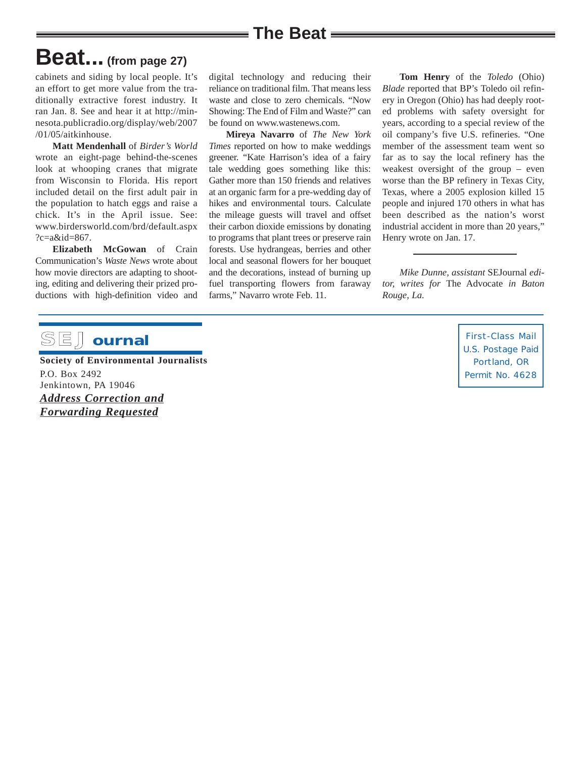# Beat... (from page 27)

cabinets and siding by local people. It's an effort to get more value from the traditionally extractive forest industry. It ran Jan. 8. See and hear it at http://minnesota.publicradio.org/display/web/2007/01/05/aitkinhouse.

**Matt Mendenhall** of *Birder's World* wrote an eight-page behind-the-scenes look at whooping cranes that migrate from Wisconsin to Florida. His report included detail on the first adult pair in the population to hatch eggs and raise a chick. It's in the April issue. See: www.birdersworld.com/brd/default.aspx?c=a&id=867.

**Elizabeth McGowan** of Crain Communication's *Waste News* wrote about how movie directors are adapting to shooting, editing and delivering their prized productions with high-definition video and digital technology and reducing their reliance on traditional film. That means less waste and close to zero chemicals. "Now Showing: The End of Film and Waste?" can be found on www.wastenews.com.

**Mireya Navarro** of *The New York Times* reported on how to make weddings greener. "Kate Harrison's idea of a fairy tale wedding goes something like this: Gather more than 150 friends and relatives at an organic farm for a pre-wedding day of hikes and environmental tours. Calculate the mileage guests will travel and offset their carbon dioxide emissions by donating to programs that plant trees or preserve rain forests. Use hydrangeas, berries and other local and seasonal flowers for her bouquet and the decorations, instead of burning up fuel transporting flowers from faraway farms," Navarro wrote Feb. 11.

**Tom Henry** of the *Toledo* (Ohio) *Blade* reported that BP's Toledo oil refinery in Oregon (Ohio) has had deeply rooted problems with safety oversight for years, according to a special review of the oil company's five U.S. refineries. "One member of the assessment team went so far as to say the local refinery has the weakest oversight of the group – even worse than the BP refinery in Texas City, Texas, where a 2005 explosion killed 15 people and injured 170 others in what has been described as the nation's worst industrial accident in more than 20 years," Henry wrote on Jan. 17.

---

*Mike Dunne, assistant* SEJournal *editor, writes for* The Advocate *in Baton Rouge, La.*

---

SEJournal

**Society of Environmental Journalists**
P.O. Box 2492
Jenkintown, PA 19046
***Address Correction and Forwarding Requested***

First-Class Mail
U.S. Postage Paid
Portland, OR
Permit No. 4628